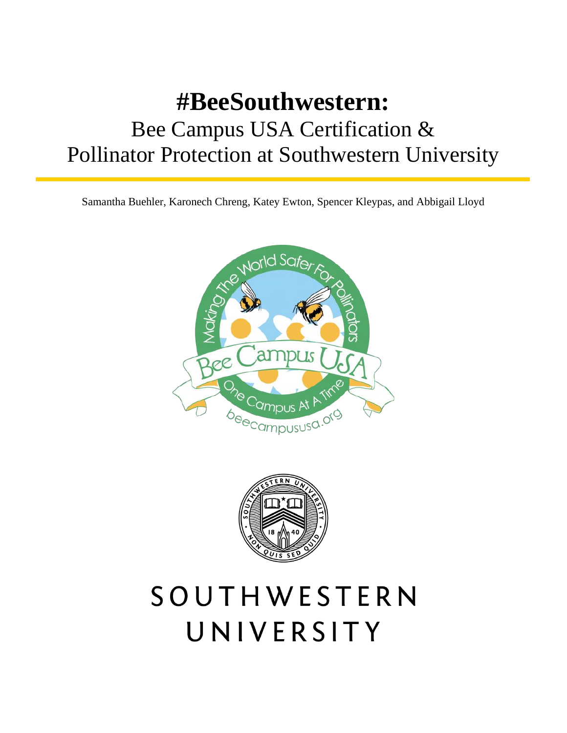# #BeeSouthwestern:

## Bee Campus USA Certification & Pollinator Protection at Southwestern University

Samantha Buehler, Karonech Chreng, Katey Ewton, Spencer Kleypas, and Abbigail Lloyd

SOUTHWESTERN UNIVERSITY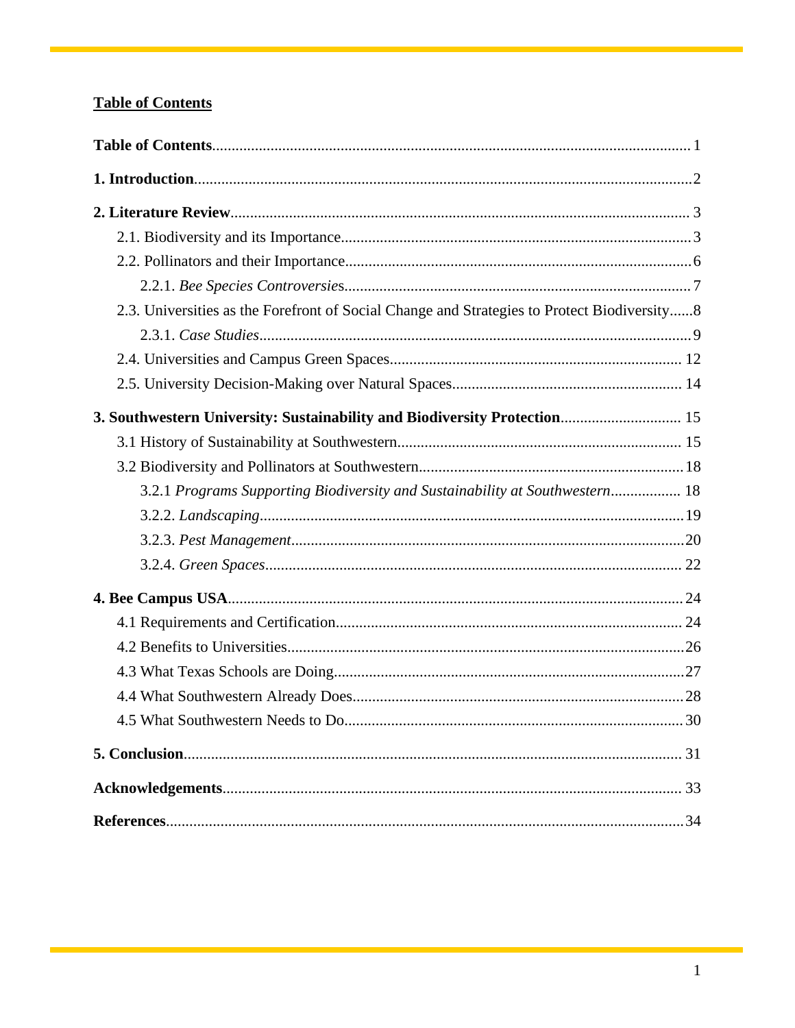## Table of Contents

**Table of Contents** 1

**1. Introduction** 2

**2. Literature Review** 3

- 2.1. Biodiversity and its Importance 3
- 2.2. Pollinators and their Importance 6
  - 2.2.1. *Bee Species Controversies* 7
- 2.3. Universities as the Forefront of Social Change and Strategies to Protect Biodiversity 8
  - 2.3.1. *Case Studies* 9
- 2.4. Universities and Campus Green Spaces 12
- 2.5. University Decision-Making over Natural Spaces 14

**3. Southwestern University: Sustainability and Biodiversity Protection** 15

- 3.1 History of Sustainability at Southwestern 15
- 3.2 Biodiversity and Pollinators at Southwestern 18
  - 3.2.1 *Programs Supporting Biodiversity and Sustainability at Southwestern* 18
  - 3.2.2. *Landscaping* 19
  - 3.2.3. *Pest Management* 20
  - 3.2.4. *Green Spaces* 22

**4. Bee Campus USA** 24

- 4.1 Requirements and Certification 24
- 4.2 Benefits to Universities 26
- 4.3 What Texas Schools are Doing 27
- 4.4 What Southwestern Already Does 28
- 4.5 What Southwestern Needs to Do 30

**5. Conclusion** 31

**Acknowledgements** 33

**References** 34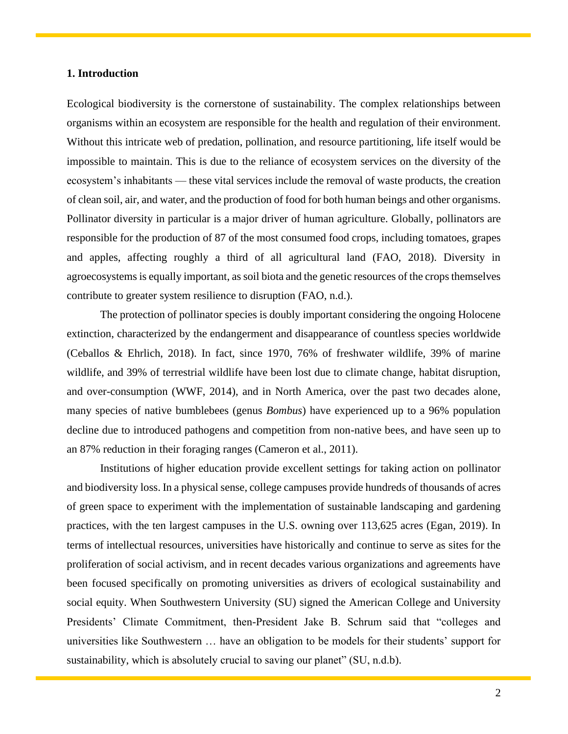## 1. Introduction

Ecological biodiversity is the cornerstone of sustainability. The complex relationships between organisms within an ecosystem are responsible for the health and regulation of their environment. Without this intricate web of predation, pollination, and resource partitioning, life itself would be impossible to maintain. This is due to the reliance of ecosystem services on the diversity of the ecosystem's inhabitants — these vital services include the removal of waste products, the creation of clean soil, air, and water, and the production of food for both human beings and other organisms. Pollinator diversity in particular is a major driver of human agriculture. Globally, pollinators are responsible for the production of 87 of the most consumed food crops, including tomatoes, grapes and apples, affecting roughly a third of all agricultural land (FAO, 2018). Diversity in agroecosystems is equally important, as soil biota and the genetic resources of the crops themselves contribute to greater system resilience to disruption (FAO, n.d.).

The protection of pollinator species is doubly important considering the ongoing Holocene extinction, characterized by the endangerment and disappearance of countless species worldwide (Ceballos & Ehrlich, 2018). In fact, since 1970, 76% of freshwater wildlife, 39% of marine wildlife, and 39% of terrestrial wildlife have been lost due to climate change, habitat disruption, and over-consumption (WWF, 2014), and in North America, over the past two decades alone, many species of native bumblebees (genus *Bombus*) have experienced up to a 96% population decline due to introduced pathogens and competition from non-native bees, and have seen up to an 87% reduction in their foraging ranges (Cameron et al., 2011).

Institutions of higher education provide excellent settings for taking action on pollinator and biodiversity loss. In a physical sense, college campuses provide hundreds of thousands of acres of green space to experiment with the implementation of sustainable landscaping and gardening practices, with the ten largest campuses in the U.S. owning over 113,625 acres (Egan, 2019). In terms of intellectual resources, universities have historically and continue to serve as sites for the proliferation of social activism, and in recent decades various organizations and agreements have been focused specifically on promoting universities as drivers of ecological sustainability and social equity. When Southwestern University (SU) signed the American College and University Presidents' Climate Commitment, then-President Jake B. Schrum said that "colleges and universities like Southwestern … have an obligation to be models for their students' support for sustainability, which is absolutely crucial to saving our planet" (SU, n.d.b).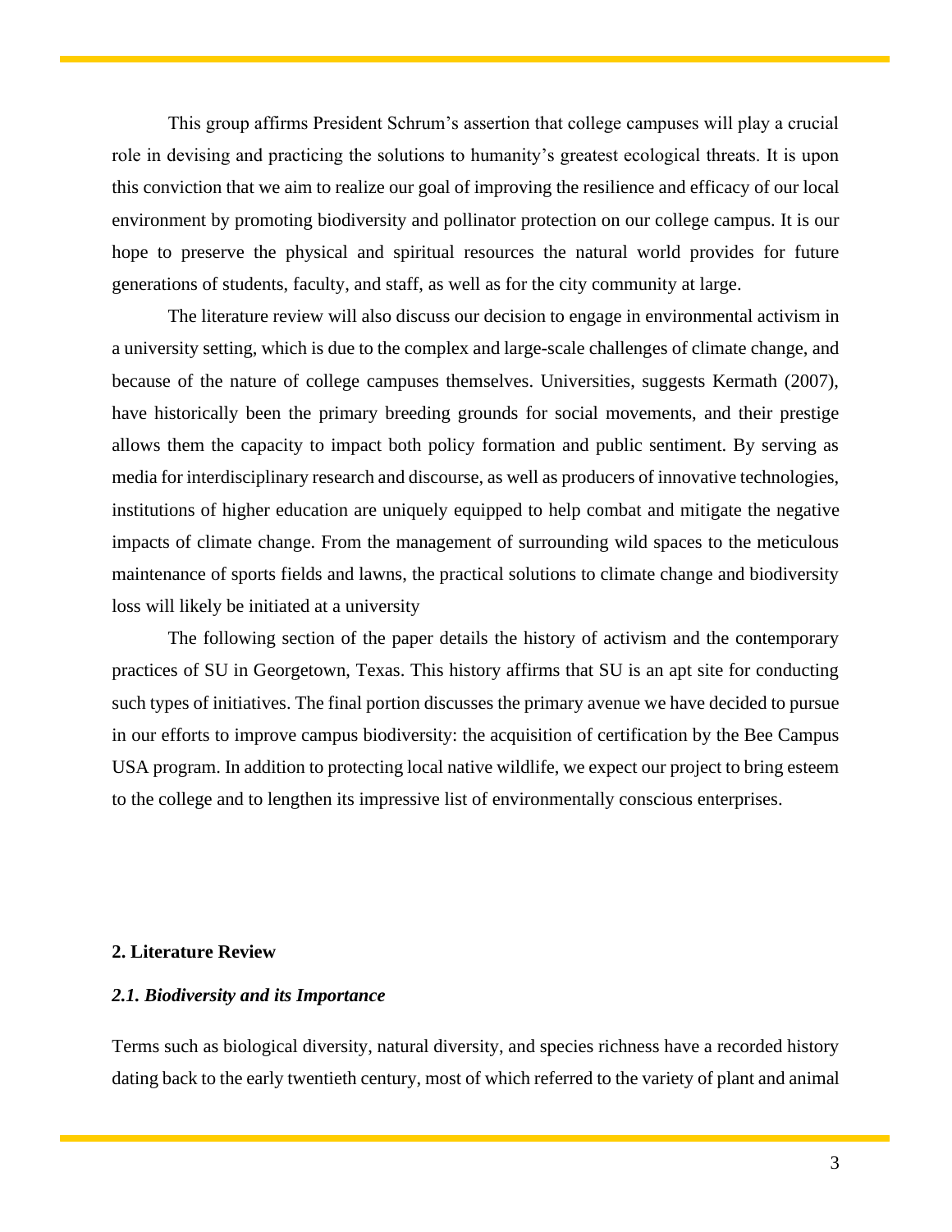This group affirms President Schrum's assertion that college campuses will play a crucial role in devising and practicing the solutions to humanity's greatest ecological threats. It is upon this conviction that we aim to realize our goal of improving the resilience and efficacy of our local environment by promoting biodiversity and pollinator protection on our college campus. It is our hope to preserve the physical and spiritual resources the natural world provides for future generations of students, faculty, and staff, as well as for the city community at large.

The literature review will also discuss our decision to engage in environmental activism in a university setting, which is due to the complex and large-scale challenges of climate change, and because of the nature of college campuses themselves. Universities, suggests Kermath (2007), have historically been the primary breeding grounds for social movements, and their prestige allows them the capacity to impact both policy formation and public sentiment. By serving as media for interdisciplinary research and discourse, as well as producers of innovative technologies, institutions of higher education are uniquely equipped to help combat and mitigate the negative impacts of climate change. From the management of surrounding wild spaces to the meticulous maintenance of sports fields and lawns, the practical solutions to climate change and biodiversity loss will likely be initiated at a university

The following section of the paper details the history of activism and the contemporary practices of SU in Georgetown, Texas. This history affirms that SU is an apt site for conducting such types of initiatives. The final portion discusses the primary avenue we have decided to pursue in our efforts to improve campus biodiversity: the acquisition of certification by the Bee Campus USA program. In addition to protecting local native wildlife, we expect our project to bring esteem to the college and to lengthen its impressive list of environmentally conscious enterprises.

## 2. Literature Review

### *2.1. Biodiversity and its Importance*

Terms such as biological diversity, natural diversity, and species richness have a recorded history dating back to the early twentieth century, most of which referred to the variety of plant and animal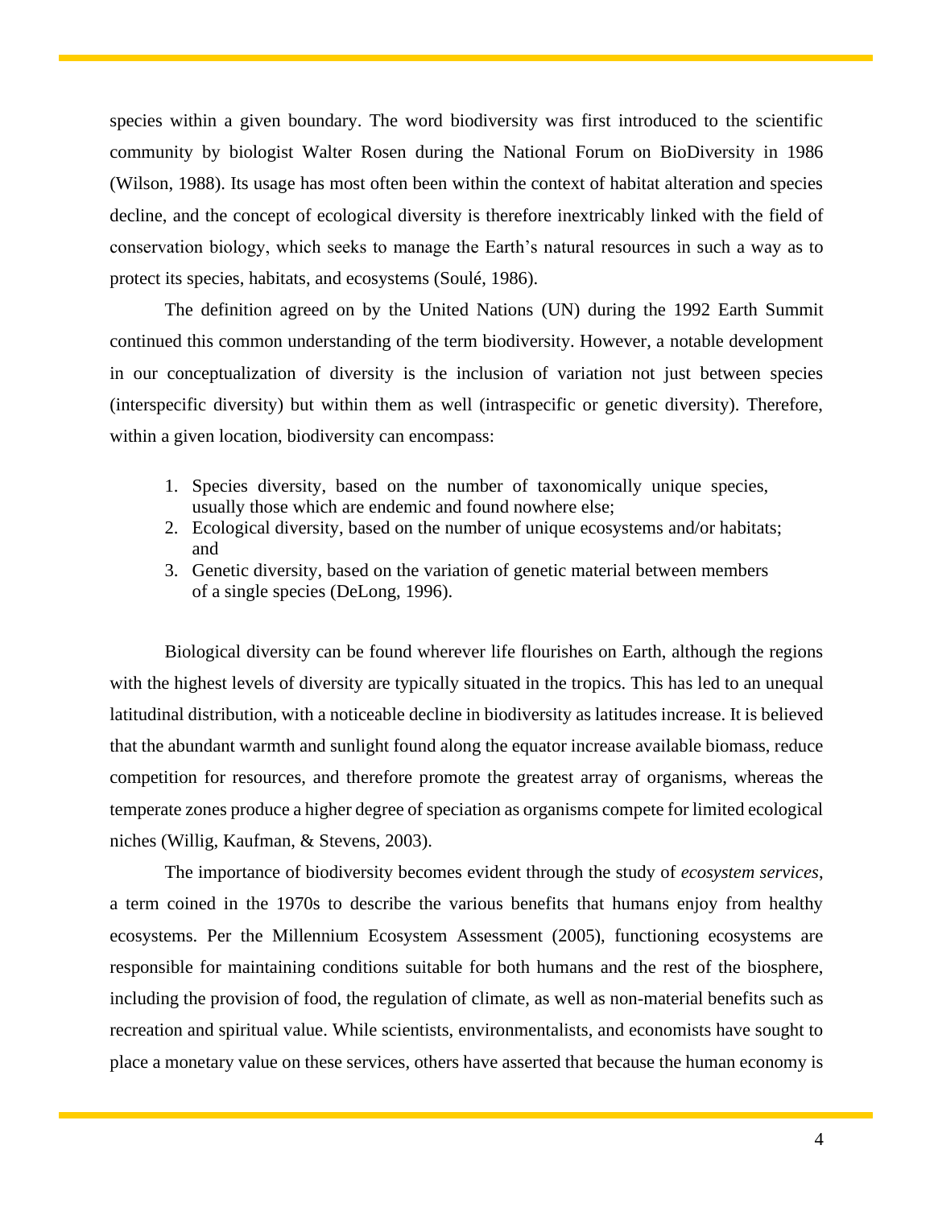species within a given boundary. The word biodiversity was first introduced to the scientific community by biologist Walter Rosen during the National Forum on BioDiversity in 1986 (Wilson, 1988). Its usage has most often been within the context of habitat alteration and species decline, and the concept of ecological diversity is therefore inextricably linked with the field of conservation biology, which seeks to manage the Earth's natural resources in such a way as to protect its species, habitats, and ecosystems (Soulé, 1986).

The definition agreed on by the United Nations (UN) during the 1992 Earth Summit continued this common understanding of the term biodiversity. However, a notable development in our conceptualization of diversity is the inclusion of variation not just between species (interspecific diversity) but within them as well (intraspecific or genetic diversity). Therefore, within a given location, biodiversity can encompass:

1. Species diversity, based on the number of taxonomically unique species, usually those which are endemic and found nowhere else;
2. Ecological diversity, based on the number of unique ecosystems and/or habitats; and
3. Genetic diversity, based on the variation of genetic material between members of a single species (DeLong, 1996).

Biological diversity can be found wherever life flourishes on Earth, although the regions with the highest levels of diversity are typically situated in the tropics. This has led to an unequal latitudinal distribution, with a noticeable decline in biodiversity as latitudes increase. It is believed that the abundant warmth and sunlight found along the equator increase available biomass, reduce competition for resources, and therefore promote the greatest array of organisms, whereas the temperate zones produce a higher degree of speciation as organisms compete for limited ecological niches (Willig, Kaufman, & Stevens, 2003).

The importance of biodiversity becomes evident through the study of *ecosystem services*, a term coined in the 1970s to describe the various benefits that humans enjoy from healthy ecosystems. Per the Millennium Ecosystem Assessment (2005), functioning ecosystems are responsible for maintaining conditions suitable for both humans and the rest of the biosphere, including the provision of food, the regulation of climate, as well as non-material benefits such as recreation and spiritual value. While scientists, environmentalists, and economists have sought to place a monetary value on these services, others have asserted that because the human economy is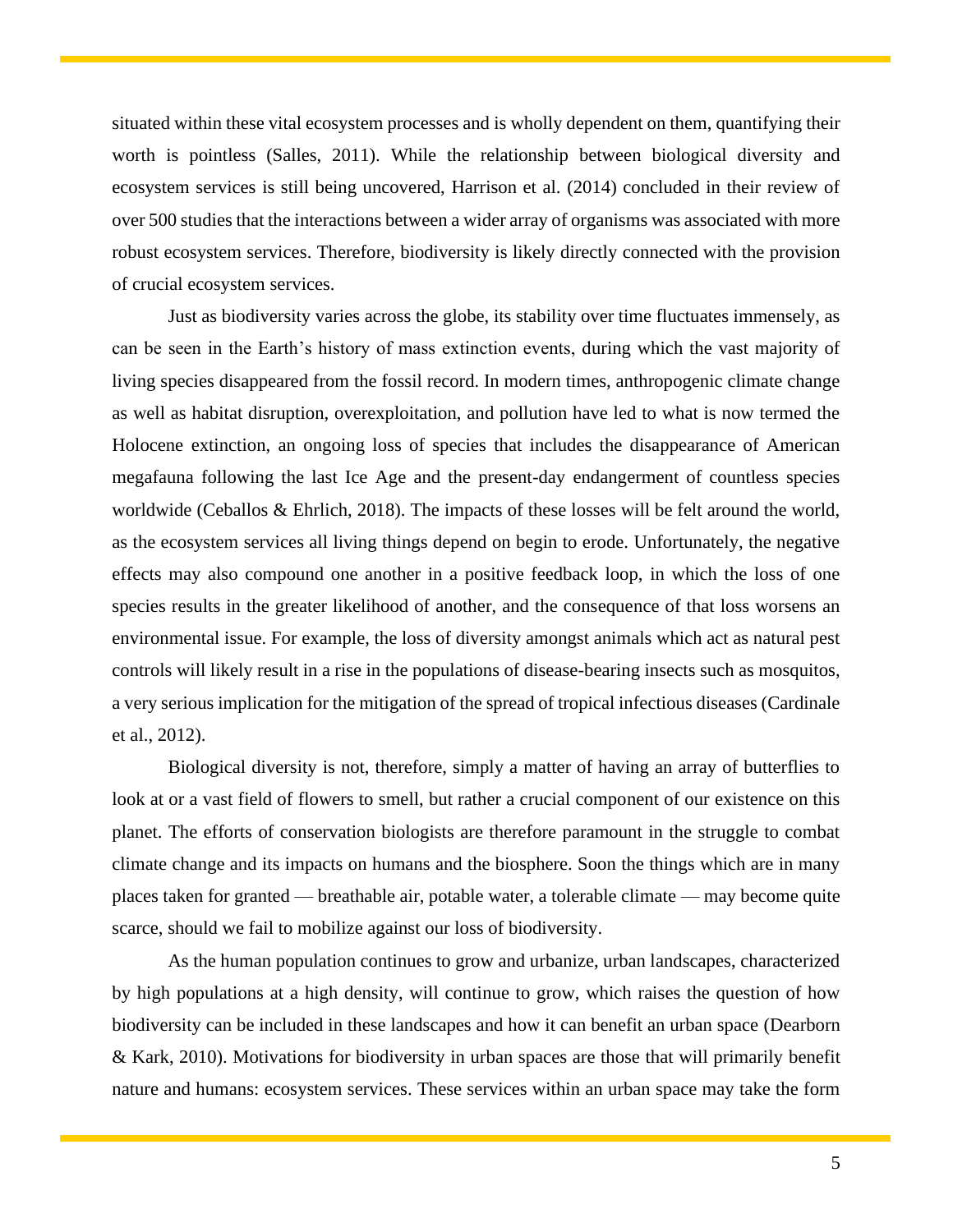situated within these vital ecosystem processes and is wholly dependent on them, quantifying their worth is pointless (Salles, 2011). While the relationship between biological diversity and ecosystem services is still being uncovered, Harrison et al. (2014) concluded in their review of over 500 studies that the interactions between a wider array of organisms was associated with more robust ecosystem services. Therefore, biodiversity is likely directly connected with the provision of crucial ecosystem services.

Just as biodiversity varies across the globe, its stability over time fluctuates immensely, as can be seen in the Earth's history of mass extinction events, during which the vast majority of living species disappeared from the fossil record. In modern times, anthropogenic climate change as well as habitat disruption, overexploitation, and pollution have led to what is now termed the Holocene extinction, an ongoing loss of species that includes the disappearance of American megafauna following the last Ice Age and the present-day endangerment of countless species worldwide (Ceballos & Ehrlich, 2018). The impacts of these losses will be felt around the world, as the ecosystem services all living things depend on begin to erode. Unfortunately, the negative effects may also compound one another in a positive feedback loop, in which the loss of one species results in the greater likelihood of another, and the consequence of that loss worsens an environmental issue. For example, the loss of diversity amongst animals which act as natural pest controls will likely result in a rise in the populations of disease-bearing insects such as mosquitos, a very serious implication for the mitigation of the spread of tropical infectious diseases (Cardinale et al., 2012).

Biological diversity is not, therefore, simply a matter of having an array of butterflies to look at or a vast field of flowers to smell, but rather a crucial component of our existence on this planet. The efforts of conservation biologists are therefore paramount in the struggle to combat climate change and its impacts on humans and the biosphere. Soon the things which are in many places taken for granted — breathable air, potable water, a tolerable climate — may become quite scarce, should we fail to mobilize against our loss of biodiversity.

As the human population continues to grow and urbanize, urban landscapes, characterized by high populations at a high density, will continue to grow, which raises the question of how biodiversity can be included in these landscapes and how it can benefit an urban space (Dearborn & Kark, 2010). Motivations for biodiversity in urban spaces are those that will primarily benefit nature and humans: ecosystem services. These services within an urban space may take the form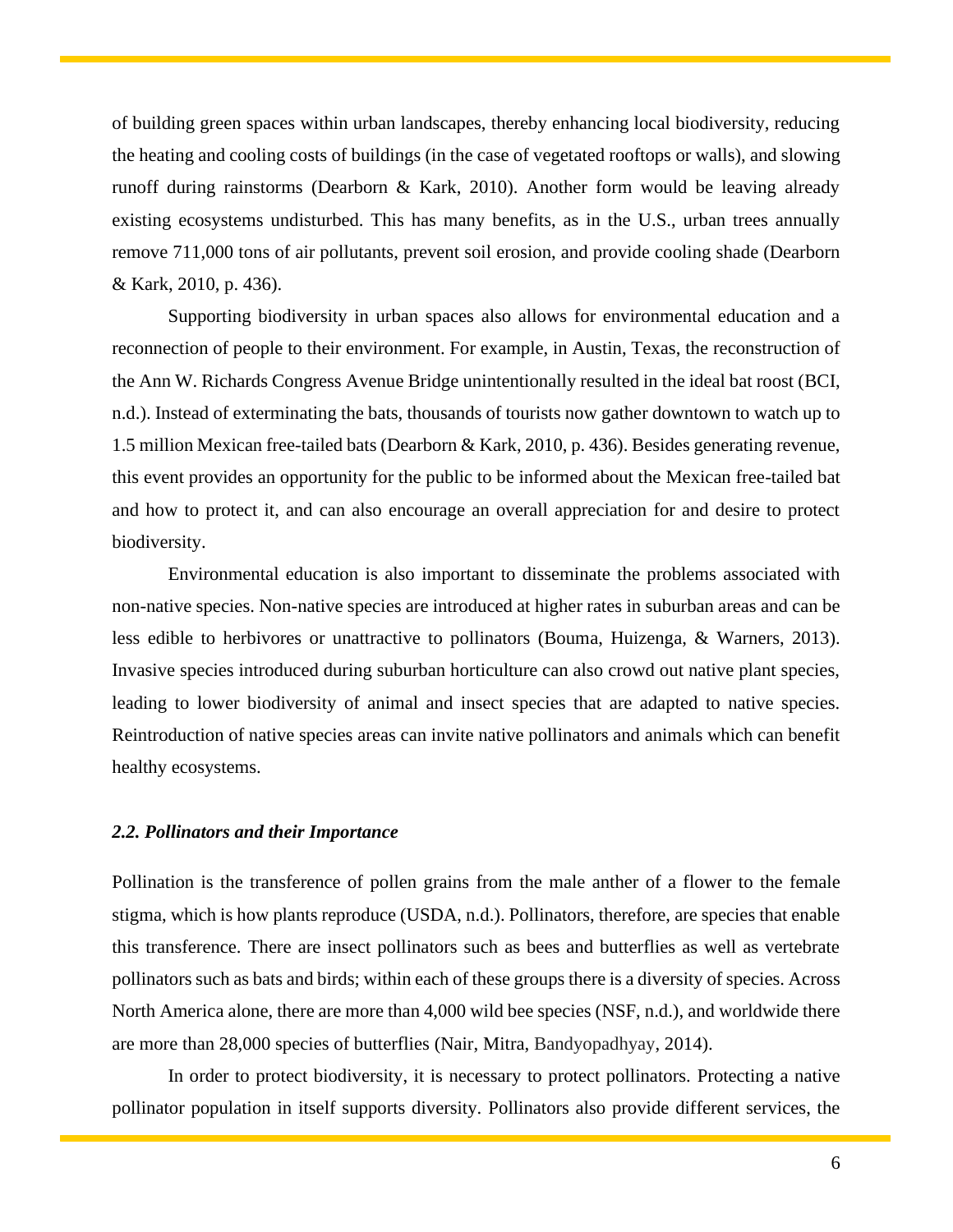of building green spaces within urban landscapes, thereby enhancing local biodiversity, reducing the heating and cooling costs of buildings (in the case of vegetated rooftops or walls), and slowing runoff during rainstorms (Dearborn & Kark, 2010). Another form would be leaving already existing ecosystems undisturbed. This has many benefits, as in the U.S., urban trees annually remove 711,000 tons of air pollutants, prevent soil erosion, and provide cooling shade (Dearborn & Kark, 2010, p. 436).

Supporting biodiversity in urban spaces also allows for environmental education and a reconnection of people to their environment. For example, in Austin, Texas, the reconstruction of the Ann W. Richards Congress Avenue Bridge unintentionally resulted in the ideal bat roost (BCI, n.d.). Instead of exterminating the bats, thousands of tourists now gather downtown to watch up to 1.5 million Mexican free-tailed bats (Dearborn & Kark, 2010, p. 436). Besides generating revenue, this event provides an opportunity for the public to be informed about the Mexican free-tailed bat and how to protect it, and can also encourage an overall appreciation for and desire to protect biodiversity.

Environmental education is also important to disseminate the problems associated with non-native species. Non-native species are introduced at higher rates in suburban areas and can be less edible to herbivores or unattractive to pollinators (Bouma, Huizenga, & Warners, 2013). Invasive species introduced during suburban horticulture can also crowd out native plant species, leading to lower biodiversity of animal and insect species that are adapted to native species. Reintroduction of native species areas can invite native pollinators and animals which can benefit healthy ecosystems.

### *2.2. Pollinators and their Importance*

Pollination is the transference of pollen grains from the male anther of a flower to the female stigma, which is how plants reproduce (USDA, n.d.). Pollinators, therefore, are species that enable this transference. There are insect pollinators such as bees and butterflies as well as vertebrate pollinators such as bats and birds; within each of these groups there is a diversity of species. Across North America alone, there are more than 4,000 wild bee species (NSF, n.d.), and worldwide there are more than 28,000 species of butterflies (Nair, Mitra, Bandyopadhyay, 2014).

In order to protect biodiversity, it is necessary to protect pollinators. Protecting a native pollinator population in itself supports diversity. Pollinators also provide different services, the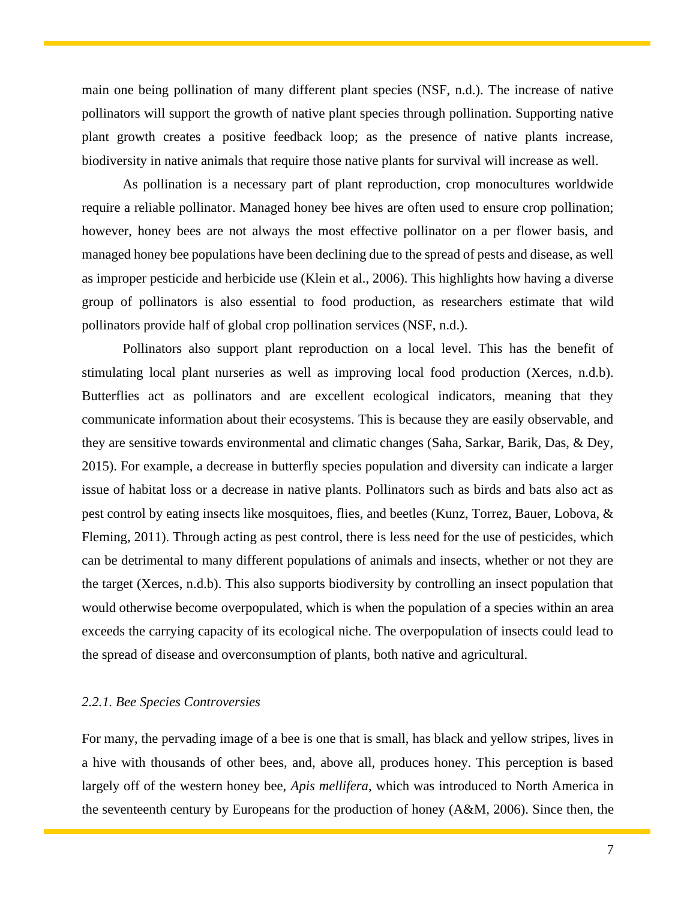main one being pollination of many different plant species (NSF, n.d.). The increase of native pollinators will support the growth of native plant species through pollination. Supporting native plant growth creates a positive feedback loop; as the presence of native plants increase, biodiversity in native animals that require those native plants for survival will increase as well.

As pollination is a necessary part of plant reproduction, crop monocultures worldwide require a reliable pollinator. Managed honey bee hives are often used to ensure crop pollination; however, honey bees are not always the most effective pollinator on a per flower basis, and managed honey bee populations have been declining due to the spread of pests and disease, as well as improper pesticide and herbicide use (Klein et al., 2006). This highlights how having a diverse group of pollinators is also essential to food production, as researchers estimate that wild pollinators provide half of global crop pollination services (NSF, n.d.).

Pollinators also support plant reproduction on a local level. This has the benefit of stimulating local plant nurseries as well as improving local food production (Xerces, n.d.b). Butterflies act as pollinators and are excellent ecological indicators, meaning that they communicate information about their ecosystems. This is because they are easily observable, and they are sensitive towards environmental and climatic changes (Saha, Sarkar, Barik, Das, & Dey, 2015). For example, a decrease in butterfly species population and diversity can indicate a larger issue of habitat loss or a decrease in native plants. Pollinators such as birds and bats also act as pest control by eating insects like mosquitoes, flies, and beetles (Kunz, Torrez, Bauer, Lobova, & Fleming, 2011). Through acting as pest control, there is less need for the use of pesticides, which can be detrimental to many different populations of animals and insects, whether or not they are the target (Xerces, n.d.b). This also supports biodiversity by controlling an insect population that would otherwise become overpopulated, which is when the population of a species within an area exceeds the carrying capacity of its ecological niche. The overpopulation of insects could lead to the spread of disease and overconsumption of plants, both native and agricultural.

#### *2.2.1. Bee Species Controversies*

For many, the pervading image of a bee is one that is small, has black and yellow stripes, lives in a hive with thousands of other bees, and, above all, produces honey. This perception is based largely off of the western honey bee, *Apis mellifera*, which was introduced to North America in the seventeenth century by Europeans for the production of honey (A&M, 2006). Since then, the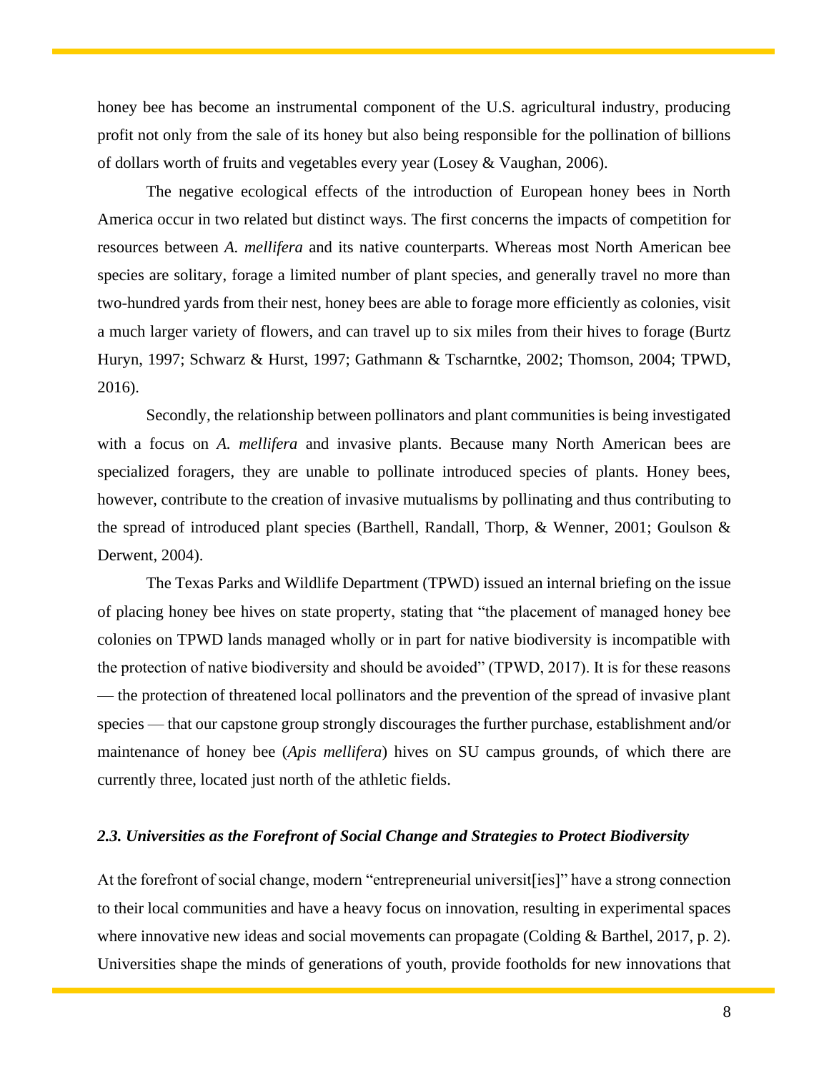honey bee has become an instrumental component of the U.S. agricultural industry, producing profit not only from the sale of its honey but also being responsible for the pollination of billions of dollars worth of fruits and vegetables every year (Losey & Vaughan, 2006).

The negative ecological effects of the introduction of European honey bees in North America occur in two related but distinct ways. The first concerns the impacts of competition for resources between *A. mellifera* and its native counterparts. Whereas most North American bee species are solitary, forage a limited number of plant species, and generally travel no more than two-hundred yards from their nest, honey bees are able to forage more efficiently as colonies, visit a much larger variety of flowers, and can travel up to six miles from their hives to forage (Burtz Huryn, 1997; Schwarz & Hurst, 1997; Gathmann & Tscharntke, 2002; Thomson, 2004; TPWD, 2016).

Secondly, the relationship between pollinators and plant communities is being investigated with a focus on *A. mellifera* and invasive plants. Because many North American bees are specialized foragers, they are unable to pollinate introduced species of plants. Honey bees, however, contribute to the creation of invasive mutualisms by pollinating and thus contributing to the spread of introduced plant species (Barthell, Randall, Thorp, & Wenner, 2001; Goulson & Derwent, 2004).

The Texas Parks and Wildlife Department (TPWD) issued an internal briefing on the issue of placing honey bee hives on state property, stating that "the placement of managed honey bee colonies on TPWD lands managed wholly or in part for native biodiversity is incompatible with the protection of native biodiversity and should be avoided" (TPWD, 2017). It is for these reasons — the protection of threatened local pollinators and the prevention of the spread of invasive plant species — that our capstone group strongly discourages the further purchase, establishment and/or maintenance of honey bee (*Apis mellifera*) hives on SU campus grounds, of which there are currently three, located just north of the athletic fields.

### *2.3. Universities as the Forefront of Social Change and Strategies to Protect Biodiversity*

At the forefront of social change, modern "entrepreneurial universit[ies]" have a strong connection to their local communities and have a heavy focus on innovation, resulting in experimental spaces where innovative new ideas and social movements can propagate (Colding & Barthel, 2017, p. 2). Universities shape the minds of generations of youth, provide footholds for new innovations that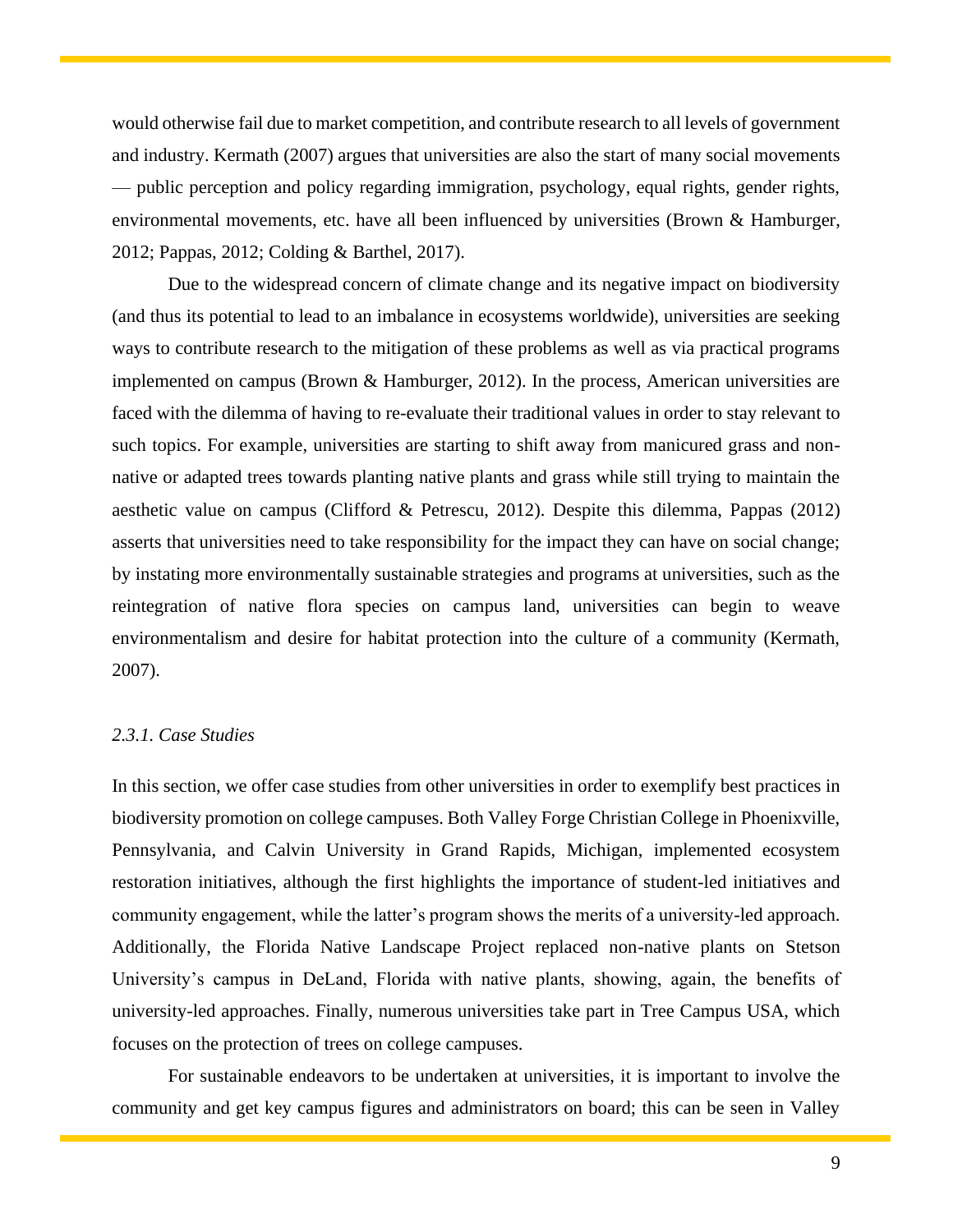would otherwise fail due to market competition, and contribute research to all levels of government and industry. Kermath (2007) argues that universities are also the start of many social movements — public perception and policy regarding immigration, psychology, equal rights, gender rights, environmental movements, etc. have all been influenced by universities (Brown & Hamburger, 2012; Pappas, 2012; Colding & Barthel, 2017).

Due to the widespread concern of climate change and its negative impact on biodiversity (and thus its potential to lead to an imbalance in ecosystems worldwide), universities are seeking ways to contribute research to the mitigation of these problems as well as via practical programs implemented on campus (Brown & Hamburger, 2012). In the process, American universities are faced with the dilemma of having to re-evaluate their traditional values in order to stay relevant to such topics. For example, universities are starting to shift away from manicured grass and non-native or adapted trees towards planting native plants and grass while still trying to maintain the aesthetic value on campus (Clifford & Petrescu, 2012). Despite this dilemma, Pappas (2012) asserts that universities need to take responsibility for the impact they can have on social change; by instating more environmentally sustainable strategies and programs at universities, such as the reintegration of native flora species on campus land, universities can begin to weave environmentalism and desire for habitat protection into the culture of a community (Kermath, 2007).

#### *2.3.1. Case Studies*

In this section, we offer case studies from other universities in order to exemplify best practices in biodiversity promotion on college campuses. Both Valley Forge Christian College in Phoenixville, Pennsylvania, and Calvin University in Grand Rapids, Michigan, implemented ecosystem restoration initiatives, although the first highlights the importance of student-led initiatives and community engagement, while the latter's program shows the merits of a university-led approach. Additionally, the Florida Native Landscape Project replaced non-native plants on Stetson University's campus in DeLand, Florida with native plants, showing, again, the benefits of university-led approaches. Finally, numerous universities take part in Tree Campus USA, which focuses on the protection of trees on college campuses.

For sustainable endeavors to be undertaken at universities, it is important to involve the community and get key campus figures and administrators on board; this can be seen in Valley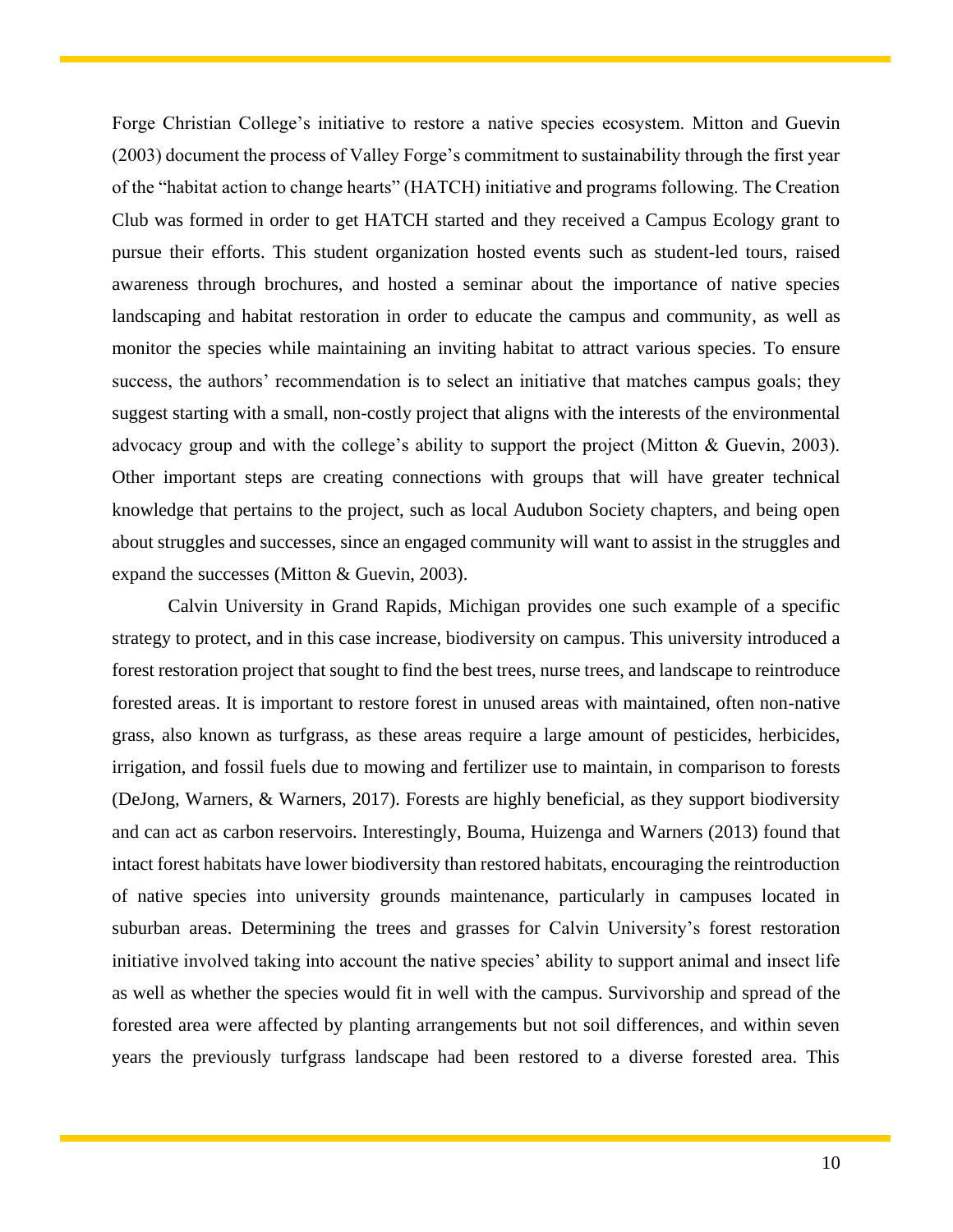Forge Christian College's initiative to restore a native species ecosystem. Mitton and Guevin (2003) document the process of Valley Forge's commitment to sustainability through the first year of the "habitat action to change hearts" (HATCH) initiative and programs following. The Creation Club was formed in order to get HATCH started and they received a Campus Ecology grant to pursue their efforts. This student organization hosted events such as student-led tours, raised awareness through brochures, and hosted a seminar about the importance of native species landscaping and habitat restoration in order to educate the campus and community, as well as monitor the species while maintaining an inviting habitat to attract various species. To ensure success, the authors' recommendation is to select an initiative that matches campus goals; they suggest starting with a small, non-costly project that aligns with the interests of the environmental advocacy group and with the college's ability to support the project (Mitton & Guevin, 2003). Other important steps are creating connections with groups that will have greater technical knowledge that pertains to the project, such as local Audubon Society chapters, and being open about struggles and successes, since an engaged community will want to assist in the struggles and expand the successes (Mitton & Guevin, 2003).

Calvin University in Grand Rapids, Michigan provides one such example of a specific strategy to protect, and in this case increase, biodiversity on campus. This university introduced a forest restoration project that sought to find the best trees, nurse trees, and landscape to reintroduce forested areas. It is important to restore forest in unused areas with maintained, often non-native grass, also known as turfgrass, as these areas require a large amount of pesticides, herbicides, irrigation, and fossil fuels due to mowing and fertilizer use to maintain, in comparison to forests (DeJong, Warners, & Warners, 2017). Forests are highly beneficial, as they support biodiversity and can act as carbon reservoirs. Interestingly, Bouma, Huizenga and Warners (2013) found that intact forest habitats have lower biodiversity than restored habitats, encouraging the reintroduction of native species into university grounds maintenance, particularly in campuses located in suburban areas. Determining the trees and grasses for Calvin University's forest restoration initiative involved taking into account the native species' ability to support animal and insect life as well as whether the species would fit in well with the campus. Survivorship and spread of the forested area were affected by planting arrangements but not soil differences, and within seven years the previously turfgrass landscape had been restored to a diverse forested area. This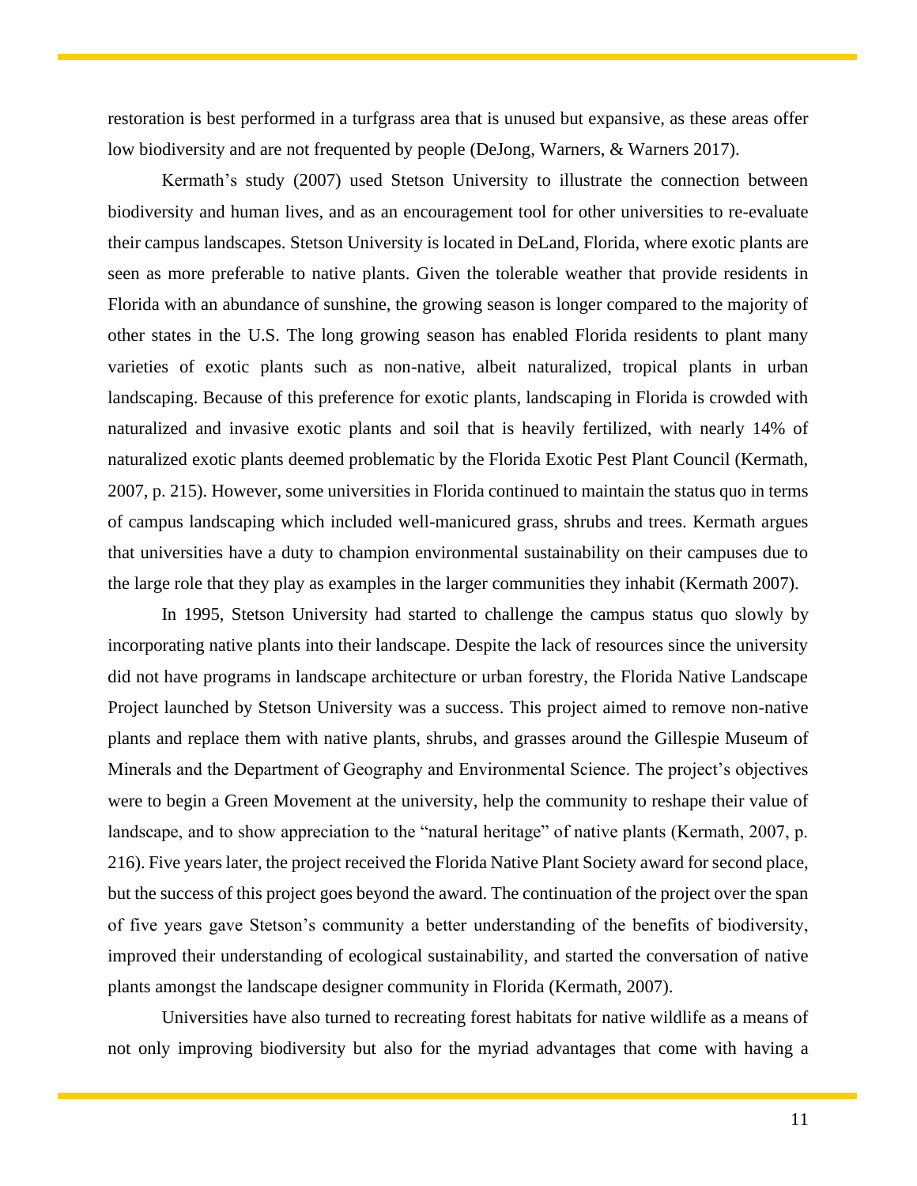restoration is best performed in a turfgrass area that is unused but expansive, as these areas offer low biodiversity and are not frequented by people (DeJong, Warners, & Warners 2017).

Kermath's study (2007) used Stetson University to illustrate the connection between biodiversity and human lives, and as an encouragement tool for other universities to re-evaluate their campus landscapes. Stetson University is located in DeLand, Florida, where exotic plants are seen as more preferable to native plants. Given the tolerable weather that provide residents in Florida with an abundance of sunshine, the growing season is longer compared to the majority of other states in the U.S. The long growing season has enabled Florida residents to plant many varieties of exotic plants such as non-native, albeit naturalized, tropical plants in urban landscaping. Because of this preference for exotic plants, landscaping in Florida is crowded with naturalized and invasive exotic plants and soil that is heavily fertilized, with nearly 14% of naturalized exotic plants deemed problematic by the Florida Exotic Pest Plant Council (Kermath, 2007, p. 215). However, some universities in Florida continued to maintain the status quo in terms of campus landscaping which included well-manicured grass, shrubs and trees. Kermath argues that universities have a duty to champion environmental sustainability on their campuses due to the large role that they play as examples in the larger communities they inhabit (Kermath 2007).

In 1995, Stetson University had started to challenge the campus status quo slowly by incorporating native plants into their landscape. Despite the lack of resources since the university did not have programs in landscape architecture or urban forestry, the Florida Native Landscape Project launched by Stetson University was a success. This project aimed to remove non-native plants and replace them with native plants, shrubs, and grasses around the Gillespie Museum of Minerals and the Department of Geography and Environmental Science. The project's objectives were to begin a Green Movement at the university, help the community to reshape their value of landscape, and to show appreciation to the "natural heritage" of native plants (Kermath, 2007, p. 216). Five years later, the project received the Florida Native Plant Society award for second place, but the success of this project goes beyond the award. The continuation of the project over the span of five years gave Stetson's community a better understanding of the benefits of biodiversity, improved their understanding of ecological sustainability, and started the conversation of native plants amongst the landscape designer community in Florida (Kermath, 2007).

Universities have also turned to recreating forest habitats for native wildlife as a means of not only improving biodiversity but also for the myriad advantages that come with having a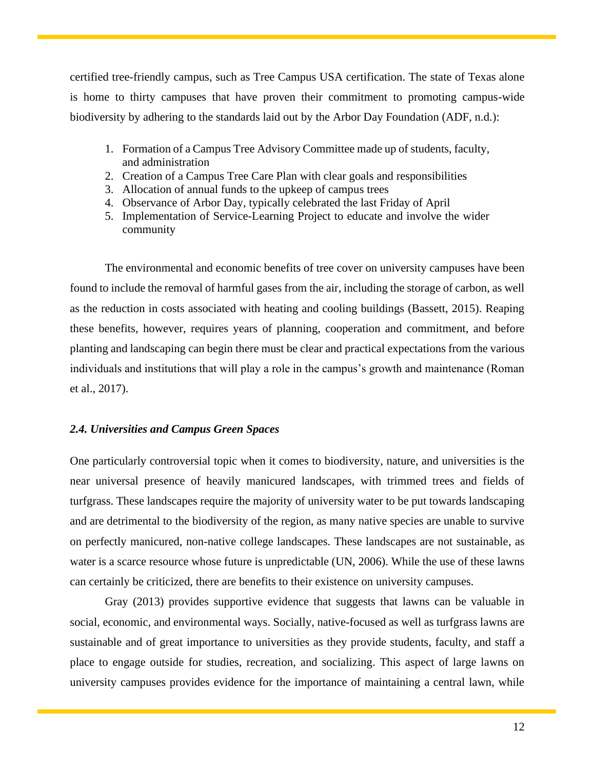certified tree-friendly campus, such as Tree Campus USA certification. The state of Texas alone is home to thirty campuses that have proven their commitment to promoting campus-wide biodiversity by adhering to the standards laid out by the Arbor Day Foundation (ADF, n.d.):

1. Formation of a Campus Tree Advisory Committee made up of students, faculty, and administration
2. Creation of a Campus Tree Care Plan with clear goals and responsibilities
3. Allocation of annual funds to the upkeep of campus trees
4. Observance of Arbor Day, typically celebrated the last Friday of April
5. Implementation of Service-Learning Project to educate and involve the wider community

The environmental and economic benefits of tree cover on university campuses have been found to include the removal of harmful gases from the air, including the storage of carbon, as well as the reduction in costs associated with heating and cooling buildings (Bassett, 2015). Reaping these benefits, however, requires years of planning, cooperation and commitment, and before planting and landscaping can begin there must be clear and practical expectations from the various individuals and institutions that will play a role in the campus's growth and maintenance (Roman et al., 2017).

### *2.4. Universities and Campus Green Spaces*

One particularly controversial topic when it comes to biodiversity, nature, and universities is the near universal presence of heavily manicured landscapes, with trimmed trees and fields of turfgrass. These landscapes require the majority of university water to be put towards landscaping and are detrimental to the biodiversity of the region, as many native species are unable to survive on perfectly manicured, non-native college landscapes. These landscapes are not sustainable, as water is a scarce resource whose future is unpredictable (UN, 2006). While the use of these lawns can certainly be criticized, there are benefits to their existence on university campuses.

Gray (2013) provides supportive evidence that suggests that lawns can be valuable in social, economic, and environmental ways. Socially, native-focused as well as turfgrass lawns are sustainable and of great importance to universities as they provide students, faculty, and staff a place to engage outside for studies, recreation, and socializing. This aspect of large lawns on university campuses provides evidence for the importance of maintaining a central lawn, while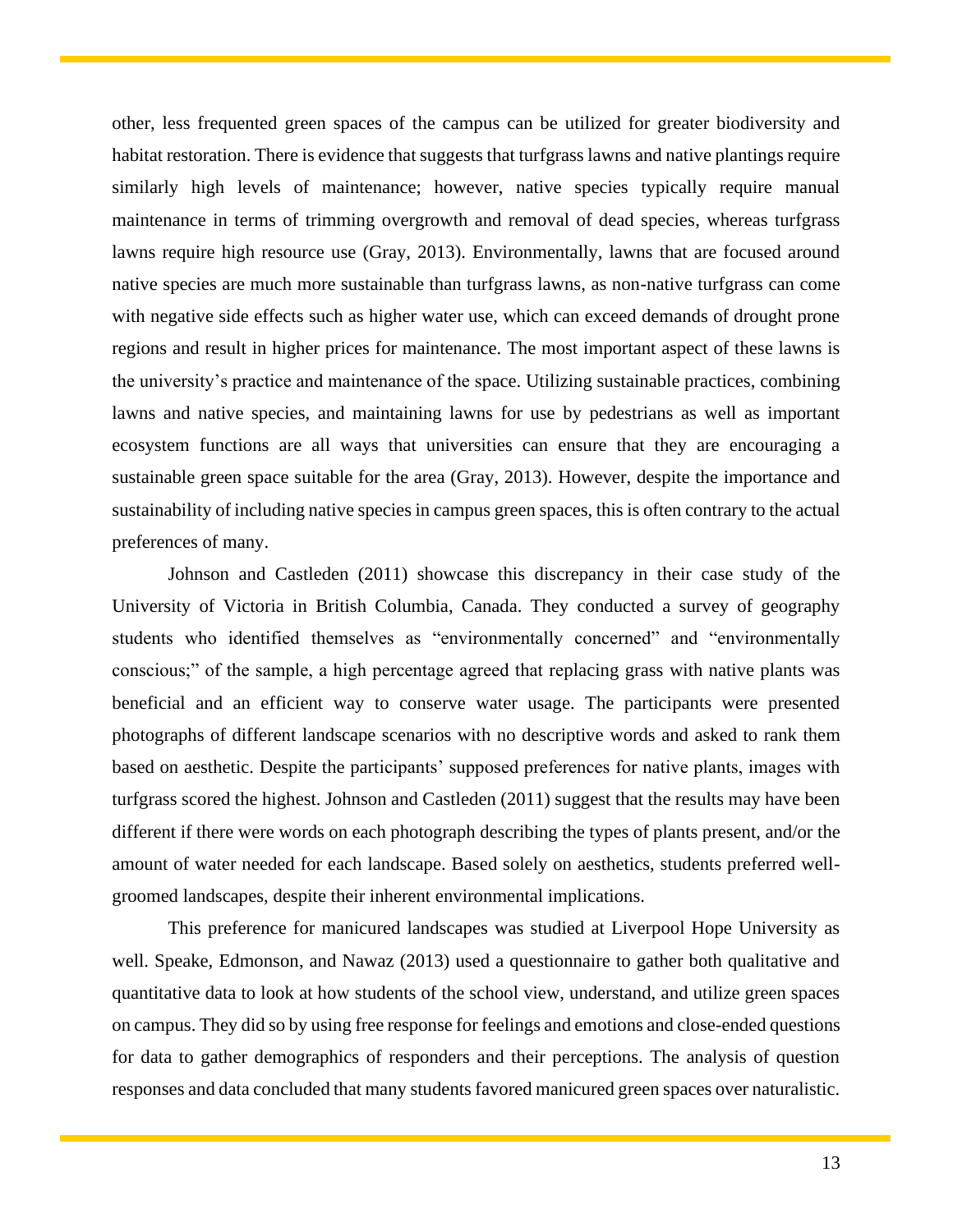other, less frequented green spaces of the campus can be utilized for greater biodiversity and habitat restoration. There is evidence that suggests that turfgrass lawns and native plantings require similarly high levels of maintenance; however, native species typically require manual maintenance in terms of trimming overgrowth and removal of dead species, whereas turfgrass lawns require high resource use (Gray, 2013). Environmentally, lawns that are focused around native species are much more sustainable than turfgrass lawns, as non-native turfgrass can come with negative side effects such as higher water use, which can exceed demands of drought prone regions and result in higher prices for maintenance. The most important aspect of these lawns is the university's practice and maintenance of the space. Utilizing sustainable practices, combining lawns and native species, and maintaining lawns for use by pedestrians as well as important ecosystem functions are all ways that universities can ensure that they are encouraging a sustainable green space suitable for the area (Gray, 2013). However, despite the importance and sustainability of including native species in campus green spaces, this is often contrary to the actual preferences of many.

Johnson and Castleden (2011) showcase this discrepancy in their case study of the University of Victoria in British Columbia, Canada. They conducted a survey of geography students who identified themselves as "environmentally concerned" and "environmentally conscious;" of the sample, a high percentage agreed that replacing grass with native plants was beneficial and an efficient way to conserve water usage. The participants were presented photographs of different landscape scenarios with no descriptive words and asked to rank them based on aesthetic. Despite the participants' supposed preferences for native plants, images with turfgrass scored the highest. Johnson and Castleden (2011) suggest that the results may have been different if there were words on each photograph describing the types of plants present, and/or the amount of water needed for each landscape. Based solely on aesthetics, students preferred well-groomed landscapes, despite their inherent environmental implications.

This preference for manicured landscapes was studied at Liverpool Hope University as well. Speake, Edmonson, and Nawaz (2013) used a questionnaire to gather both qualitative and quantitative data to look at how students of the school view, understand, and utilize green spaces on campus. They did so by using free response for feelings and emotions and close-ended questions for data to gather demographics of responders and their perceptions. The analysis of question responses and data concluded that many students favored manicured green spaces over naturalistic.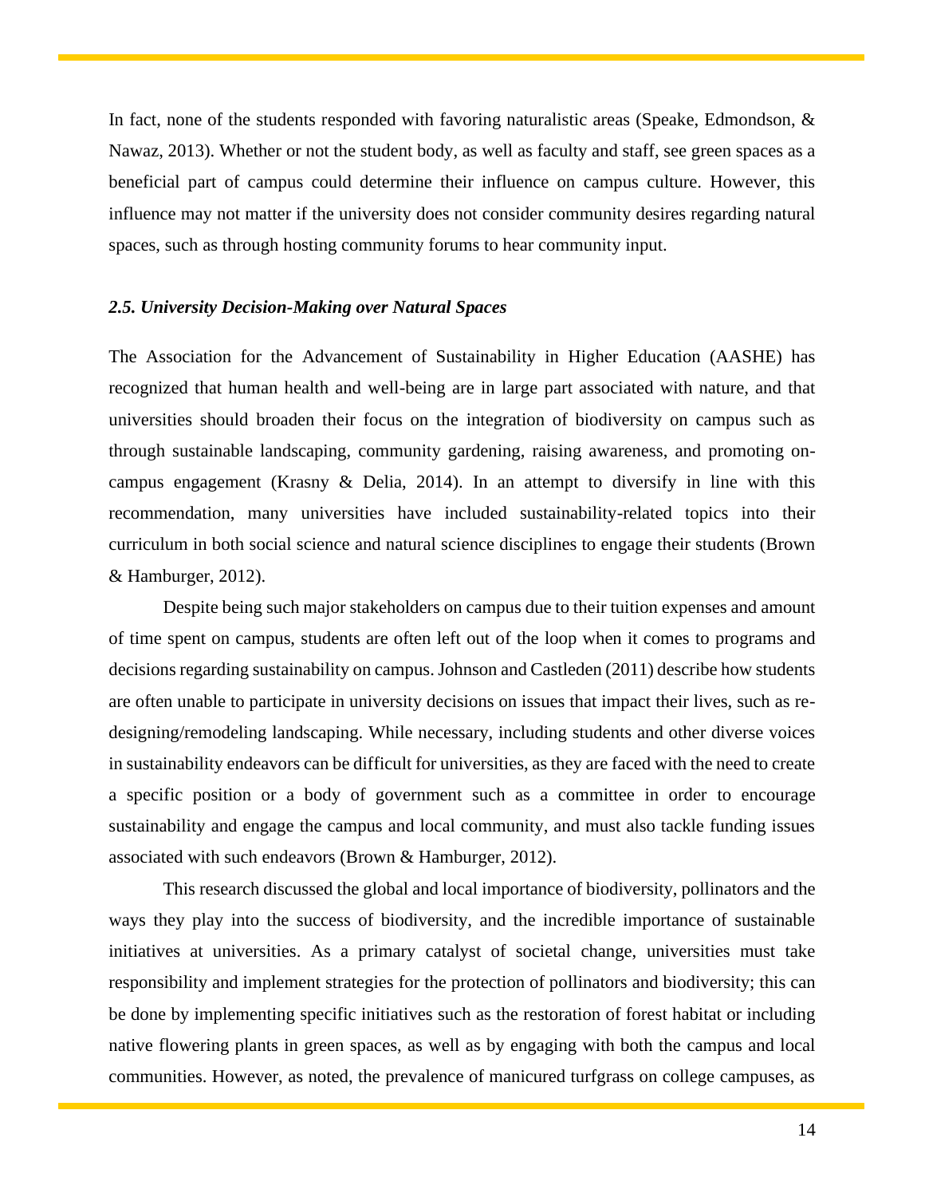In fact, none of the students responded with favoring naturalistic areas (Speake, Edmondson, & Nawaz, 2013). Whether or not the student body, as well as faculty and staff, see green spaces as a beneficial part of campus could determine their influence on campus culture. However, this influence may not matter if the university does not consider community desires regarding natural spaces, such as through hosting community forums to hear community input.

### *2.5. University Decision-Making over Natural Spaces*

The Association for the Advancement of Sustainability in Higher Education (AASHE) has recognized that human health and well-being are in large part associated with nature, and that universities should broaden their focus on the integration of biodiversity on campus such as through sustainable landscaping, community gardening, raising awareness, and promoting on-campus engagement (Krasny & Delia, 2014). In an attempt to diversify in line with this recommendation, many universities have included sustainability-related topics into their curriculum in both social science and natural science disciplines to engage their students (Brown & Hamburger, 2012).

Despite being such major stakeholders on campus due to their tuition expenses and amount of time spent on campus, students are often left out of the loop when it comes to programs and decisions regarding sustainability on campus. Johnson and Castleden (2011) describe how students are often unable to participate in university decisions on issues that impact their lives, such as re-designing/remodeling landscaping. While necessary, including students and other diverse voices in sustainability endeavors can be difficult for universities, as they are faced with the need to create a specific position or a body of government such as a committee in order to encourage sustainability and engage the campus and local community, and must also tackle funding issues associated with such endeavors (Brown & Hamburger, 2012).

This research discussed the global and local importance of biodiversity, pollinators and the ways they play into the success of biodiversity, and the incredible importance of sustainable initiatives at universities. As a primary catalyst of societal change, universities must take responsibility and implement strategies for the protection of pollinators and biodiversity; this can be done by implementing specific initiatives such as the restoration of forest habitat or including native flowering plants in green spaces, as well as by engaging with both the campus and local communities. However, as noted, the prevalence of manicured turfgrass on college campuses, as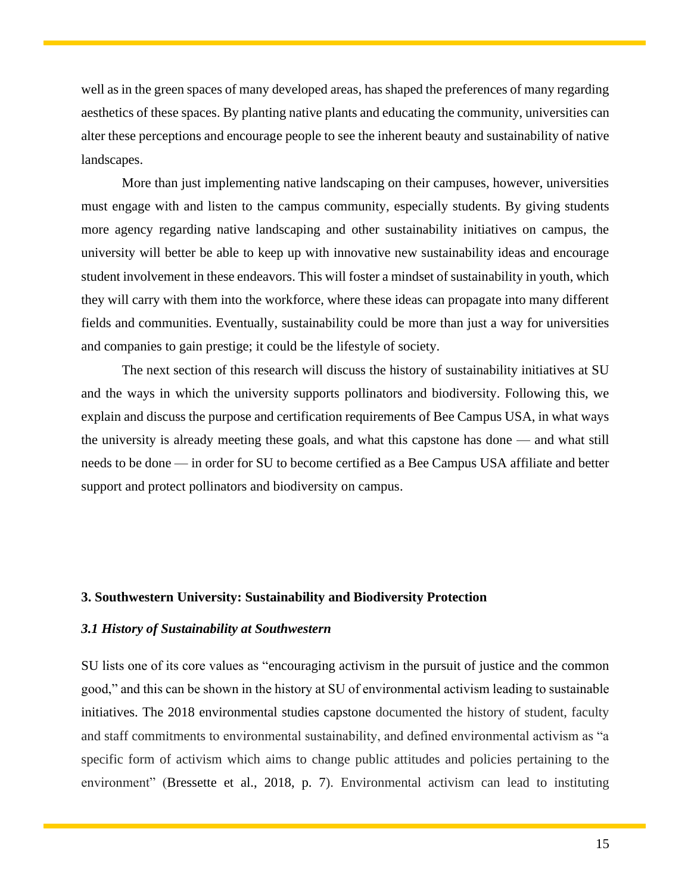well as in the green spaces of many developed areas, has shaped the preferences of many regarding aesthetics of these spaces. By planting native plants and educating the community, universities can alter these perceptions and encourage people to see the inherent beauty and sustainability of native landscapes.

More than just implementing native landscaping on their campuses, however, universities must engage with and listen to the campus community, especially students. By giving students more agency regarding native landscaping and other sustainability initiatives on campus, the university will better be able to keep up with innovative new sustainability ideas and encourage student involvement in these endeavors. This will foster a mindset of sustainability in youth, which they will carry with them into the workforce, where these ideas can propagate into many different fields and communities. Eventually, sustainability could be more than just a way for universities and companies to gain prestige; it could be the lifestyle of society.

The next section of this research will discuss the history of sustainability initiatives at SU and the ways in which the university supports pollinators and biodiversity. Following this, we explain and discuss the purpose and certification requirements of Bee Campus USA, in what ways the university is already meeting these goals, and what this capstone has done — and what still needs to be done — in order for SU to become certified as a Bee Campus USA affiliate and better support and protect pollinators and biodiversity on campus.

## 3. Southwestern University: Sustainability and Biodiversity Protection

### *3.1 History of Sustainability at Southwestern*

SU lists one of its core values as "encouraging activism in the pursuit of justice and the common good," and this can be shown in the history at SU of environmental activism leading to sustainable initiatives. The 2018 environmental studies capstone documented the history of student, faculty and staff commitments to environmental sustainability, and defined environmental activism as "a specific form of activism which aims to change public attitudes and policies pertaining to the environment" (Bressette et al., 2018, p. 7). Environmental activism can lead to instituting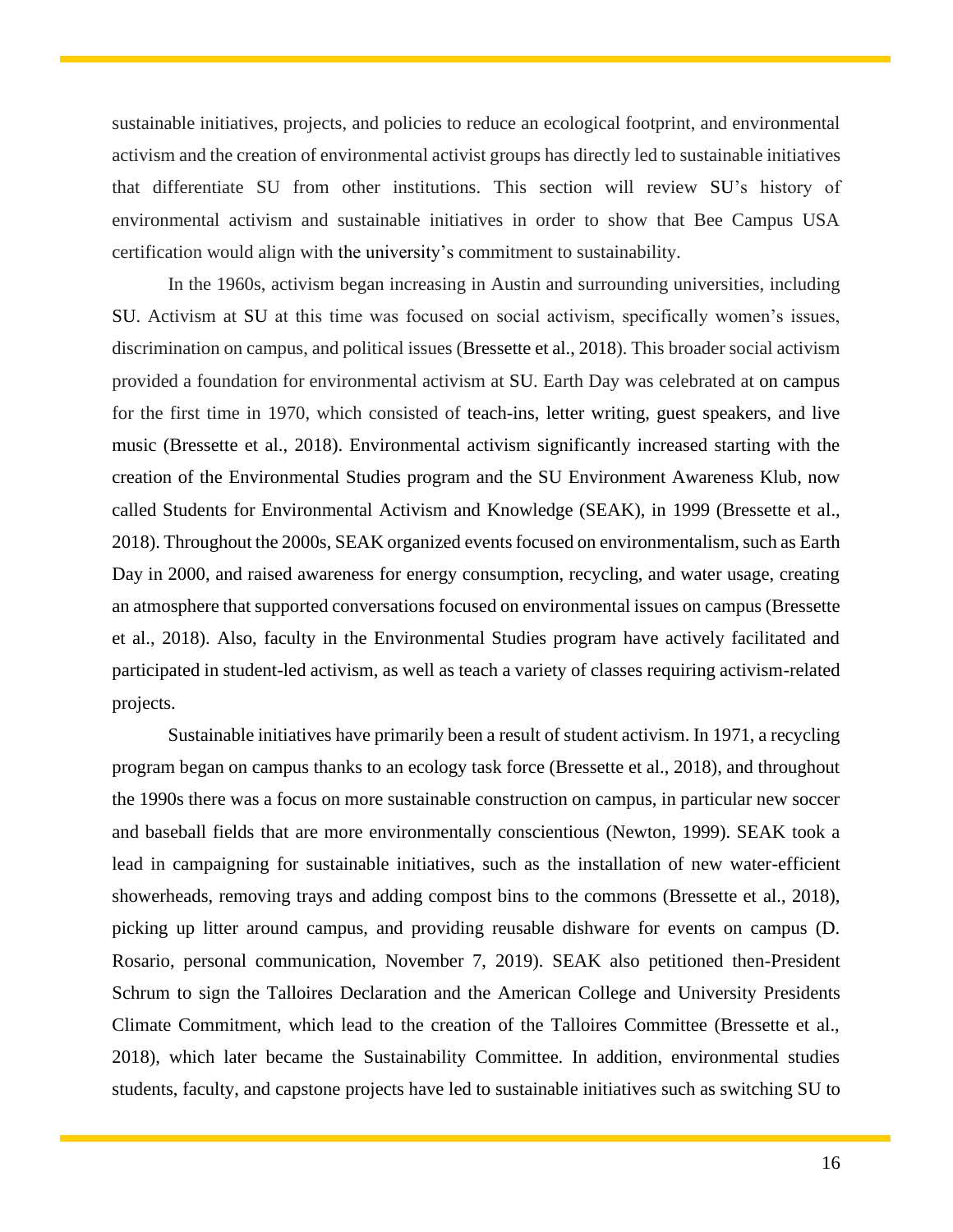sustainable initiatives, projects, and policies to reduce an ecological footprint, and environmental activism and the creation of environmental activist groups has directly led to sustainable initiatives that differentiate SU from other institutions. This section will review SU's history of environmental activism and sustainable initiatives in order to show that Bee Campus USA certification would align with the university's commitment to sustainability.

In the 1960s, activism began increasing in Austin and surrounding universities, including SU. Activism at SU at this time was focused on social activism, specifically women's issues, discrimination on campus, and political issues (Bressette et al., 2018). This broader social activism provided a foundation for environmental activism at SU. Earth Day was celebrated at on campus for the first time in 1970, which consisted of teach-ins, letter writing, guest speakers, and live music (Bressette et al., 2018). Environmental activism significantly increased starting with the creation of the Environmental Studies program and the SU Environment Awareness Klub, now called Students for Environmental Activism and Knowledge (SEAK), in 1999 (Bressette et al., 2018). Throughout the 2000s, SEAK organized events focused on environmentalism, such as Earth Day in 2000, and raised awareness for energy consumption, recycling, and water usage, creating an atmosphere that supported conversations focused on environmental issues on campus (Bressette et al., 2018). Also, faculty in the Environmental Studies program have actively facilitated and participated in student-led activism, as well as teach a variety of classes requiring activism-related projects.

Sustainable initiatives have primarily been a result of student activism. In 1971, a recycling program began on campus thanks to an ecology task force (Bressette et al., 2018), and throughout the 1990s there was a focus on more sustainable construction on campus, in particular new soccer and baseball fields that are more environmentally conscientious (Newton, 1999). SEAK took a lead in campaigning for sustainable initiatives, such as the installation of new water-efficient showerheads, removing trays and adding compost bins to the commons (Bressette et al., 2018), picking up litter around campus, and providing reusable dishware for events on campus (D. Rosario, personal communication, November 7, 2019). SEAK also petitioned then-President Schrum to sign the Talloires Declaration and the American College and University Presidents Climate Commitment, which lead to the creation of the Talloires Committee (Bressette et al., 2018), which later became the Sustainability Committee. In addition, environmental studies students, faculty, and capstone projects have led to sustainable initiatives such as switching SU to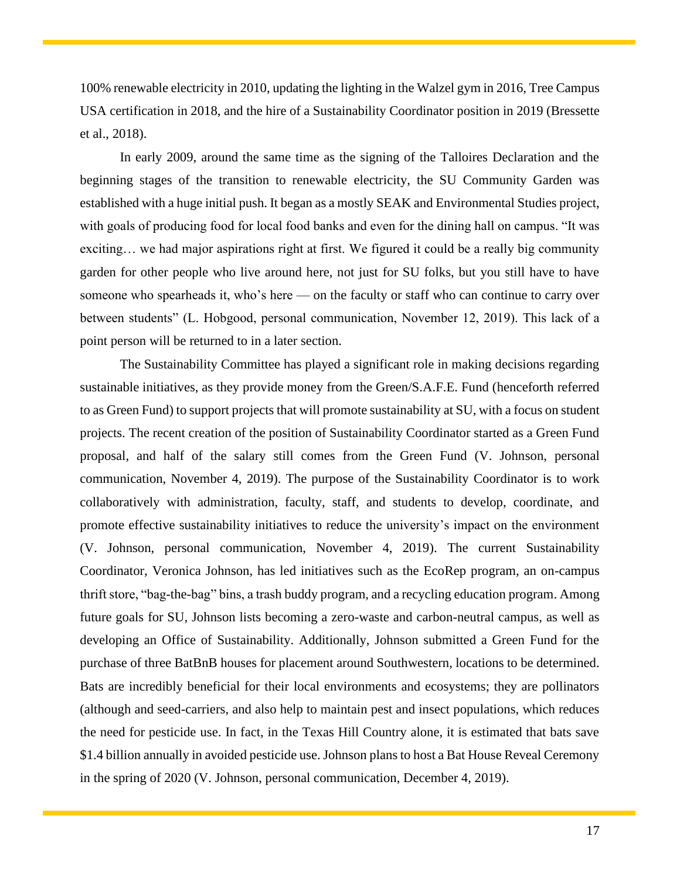100% renewable electricity in 2010, updating the lighting in the Walzel gym in 2016, Tree Campus USA certification in 2018, and the hire of a Sustainability Coordinator position in 2019 (Bressette et al., 2018).

In early 2009, around the same time as the signing of the Talloires Declaration and the beginning stages of the transition to renewable electricity, the SU Community Garden was established with a huge initial push. It began as a mostly SEAK and Environmental Studies project, with goals of producing food for local food banks and even for the dining hall on campus. "It was exciting… we had major aspirations right at first. We figured it could be a really big community garden for other people who live around here, not just for SU folks, but you still have to have someone who spearheads it, who's here — on the faculty or staff who can continue to carry over between students" (L. Hobgood, personal communication, November 12, 2019). This lack of a point person will be returned to in a later section.

The Sustainability Committee has played a significant role in making decisions regarding sustainable initiatives, as they provide money from the Green/S.A.F.E. Fund (henceforth referred to as Green Fund) to support projects that will promote sustainability at SU, with a focus on student projects. The recent creation of the position of Sustainability Coordinator started as a Green Fund proposal, and half of the salary still comes from the Green Fund (V. Johnson, personal communication, November 4, 2019). The purpose of the Sustainability Coordinator is to work collaboratively with administration, faculty, staff, and students to develop, coordinate, and promote effective sustainability initiatives to reduce the university's impact on the environment (V. Johnson, personal communication, November 4, 2019). The current Sustainability Coordinator, Veronica Johnson, has led initiatives such as the EcoRep program, an on-campus thrift store, "bag-the-bag" bins, a trash buddy program, and a recycling education program. Among future goals for SU, Johnson lists becoming a zero-waste and carbon-neutral campus, as well as developing an Office of Sustainability. Additionally, Johnson submitted a Green Fund for the purchase of three BatBnB houses for placement around Southwestern, locations to be determined. Bats are incredibly beneficial for their local environments and ecosystems; they are pollinators (although and seed-carriers, and also help to maintain pest and insect populations, which reduces the need for pesticide use. In fact, in the Texas Hill Country alone, it is estimated that bats save $1.4 billion annually in avoided pesticide use. Johnson plans to host a Bat House Reveal Ceremony in the spring of 2020 (V. Johnson, personal communication, December 4, 2019).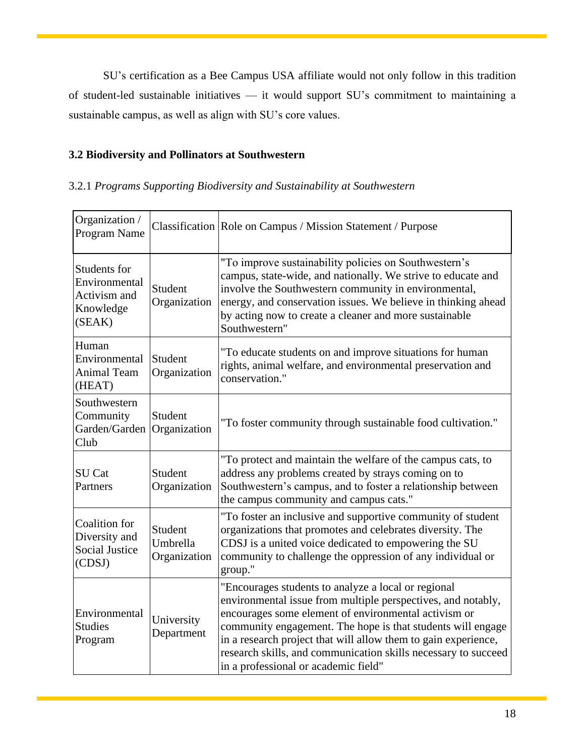SU's certification as a Bee Campus USA affiliate would not only follow in this tradition of student-led sustainable initiatives — it would support SU's commitment to maintaining a sustainable campus, as well as align with SU's core values.

### 3.2 Biodiversity and Pollinators at Southwestern

3.2.1 *Programs Supporting Biodiversity and Sustainability at Southwestern*

| Organization / Program Name | Classification | Role on Campus / Mission Statement / Purpose |
|---|---|---|
| Students for Environmental Activism and Knowledge (SEAK) | Student Organization | "To improve sustainability policies on Southwestern's campus, state-wide, and nationally. We strive to educate and involve the Southwestern community in environmental, energy, and conservation issues. We believe in thinking ahead by acting now to create a cleaner and more sustainable Southwestern" |
| Human Environmental Animal Team (HEAT) | Student Organization | "To educate students on and improve situations for human rights, animal welfare, and environmental preservation and conservation." |
| Southwestern Community Garden/Garden Club | Student Organization | "To foster community through sustainable food cultivation." |
| SU Cat Partners | Student Organization | "To protect and maintain the welfare of the campus cats, to address any problems created by strays coming on to Southwestern's campus, and to foster a relationship between the campus community and campus cats." |
| Coalition for Diversity and Social Justice (CDSJ) | Student Umbrella Organization | "To foster an inclusive and supportive community of student organizations that promotes and celebrates diversity. The CDSJ is a united voice dedicated to empowering the SU community to challenge the oppression of any individual or group." |
| Environmental Studies Program | University Department | "Encourages students to analyze a local or regional environmental issue from multiple perspectives, and notably, encourages some element of environmental activism or community engagement. The hope is that students will engage in a research project that will allow them to gain experience, research skills, and communication skills necessary to succeed in a professional or academic field" |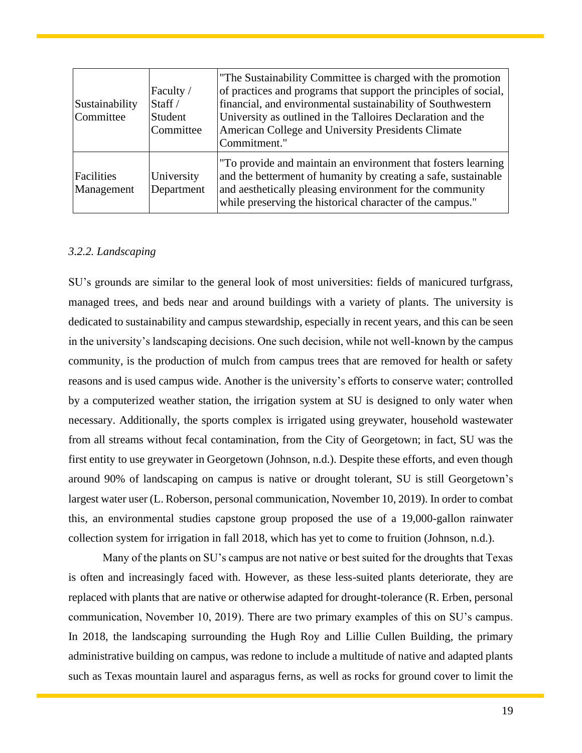| Sustainability Committee | Faculty / Staff / Student Committee | "The Sustainability Committee is charged with the promotion of practices and programs that support the principles of social, financial, and environmental sustainability of Southwestern University as outlined in the Talloires Declaration and the American College and University Presidents Climate Commitment." |
|---|---|---|
| Facilities Management | University Department | "To provide and maintain an environment that fosters learning and the betterment of humanity by creating a safe, sustainable and aesthetically pleasing environment for the community while preserving the historical character of the campus." |

*3.2.2. Landscaping*

SU's grounds are similar to the general look of most universities: fields of manicured turfgrass, managed trees, and beds near and around buildings with a variety of plants. The university is dedicated to sustainability and campus stewardship, especially in recent years, and this can be seen in the university's landscaping decisions. One such decision, while not well-known by the campus community, is the production of mulch from campus trees that are removed for health or safety reasons and is used campus wide. Another is the university's efforts to conserve water; controlled by a computerized weather station, the irrigation system at SU is designed to only water when necessary. Additionally, the sports complex is irrigated using greywater, household wastewater from all streams without fecal contamination, from the City of Georgetown; in fact, SU was the first entity to use greywater in Georgetown (Johnson, n.d.). Despite these efforts, and even though around 90% of landscaping on campus is native or drought tolerant, SU is still Georgetown's largest water user (L. Roberson, personal communication, November 10, 2019). In order to combat this, an environmental studies capstone group proposed the use of a 19,000-gallon rainwater collection system for irrigation in fall 2018, which has yet to come to fruition (Johnson, n.d.).

Many of the plants on SU's campus are not native or best suited for the droughts that Texas is often and increasingly faced with. However, as these less-suited plants deteriorate, they are replaced with plants that are native or otherwise adapted for drought-tolerance (R. Erben, personal communication, November 10, 2019). There are two primary examples of this on SU's campus. In 2018, the landscaping surrounding the Hugh Roy and Lillie Cullen Building, the primary administrative building on campus, was redone to include a multitude of native and adapted plants such as Texas mountain laurel and asparagus ferns, as well as rocks for ground cover to limit the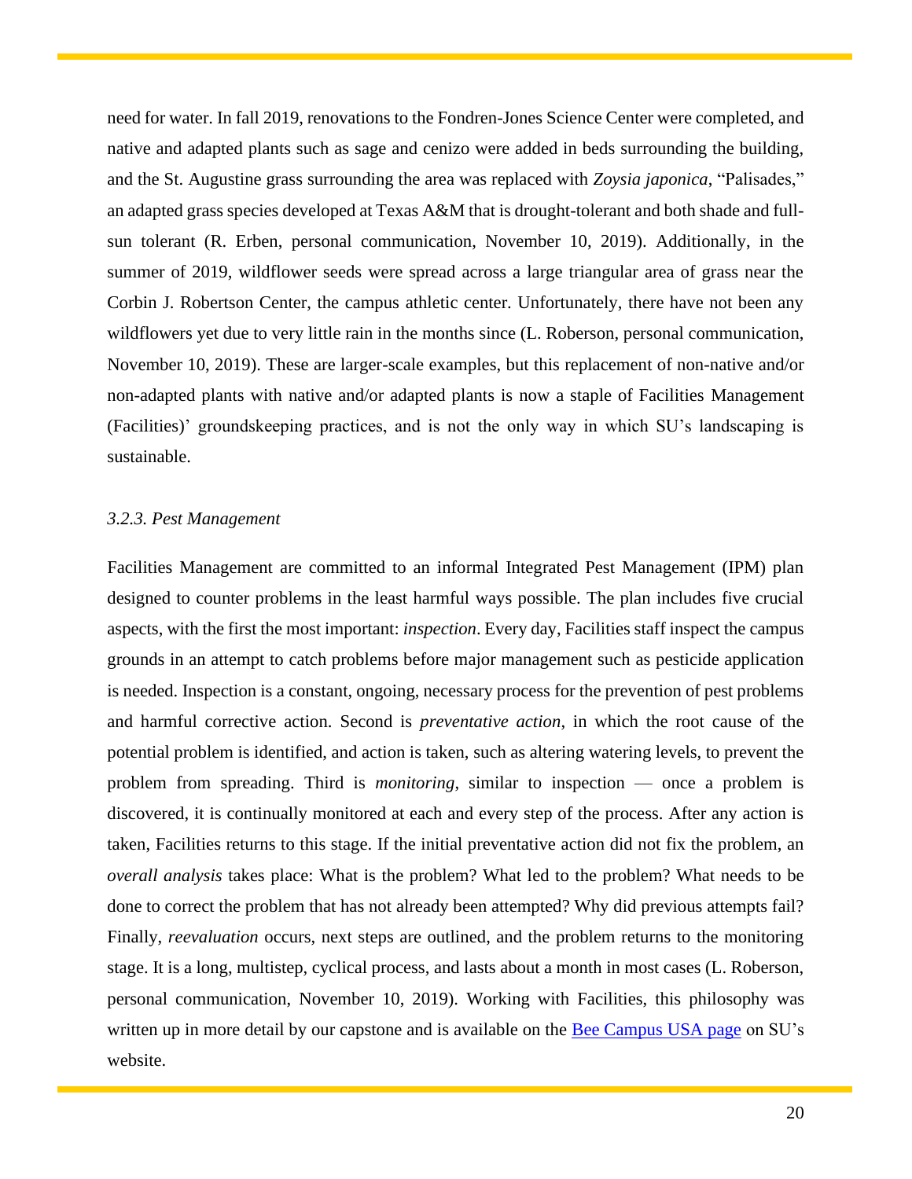need for water. In fall 2019, renovations to the Fondren-Jones Science Center were completed, and native and adapted plants such as sage and cenizo were added in beds surrounding the building, and the St. Augustine grass surrounding the area was replaced with *Zoysia japonica*, "Palisades," an adapted grass species developed at Texas A&M that is drought-tolerant and both shade and full-sun tolerant (R. Erben, personal communication, November 10, 2019). Additionally, in the summer of 2019, wildflower seeds were spread across a large triangular area of grass near the Corbin J. Robertson Center, the campus athletic center. Unfortunately, there have not been any wildflowers yet due to very little rain in the months since (L. Roberson, personal communication, November 10, 2019). These are larger-scale examples, but this replacement of non-native and/or non-adapted plants with native and/or adapted plants is now a staple of Facilities Management (Facilities)' groundskeeping practices, and is not the only way in which SU's landscaping is sustainable.

### *3.2.3. Pest Management*

Facilities Management are committed to an informal Integrated Pest Management (IPM) plan designed to counter problems in the least harmful ways possible. The plan includes five crucial aspects, with the first the most important: *inspection*. Every day, Facilities staff inspect the campus grounds in an attempt to catch problems before major management such as pesticide application is needed. Inspection is a constant, ongoing, necessary process for the prevention of pest problems and harmful corrective action. Second is *preventative action*, in which the root cause of the potential problem is identified, and action is taken, such as altering watering levels, to prevent the problem from spreading. Third is *monitoring*, similar to inspection — once a problem is discovered, it is continually monitored at each and every step of the process. After any action is taken, Facilities returns to this stage. If the initial preventative action did not fix the problem, an *overall analysis* takes place: What is the problem? What led to the problem? What needs to be done to correct the problem that has not already been attempted? Why did previous attempts fail? Finally, *reevaluation* occurs, next steps are outlined, and the problem returns to the monitoring stage. It is a long, multistep, cyclical process, and lasts about a month in most cases (L. Roberson, personal communication, November 10, 2019). Working with Facilities, this philosophy was written up in more detail by our capstone and is available on the Bee Campus USA page on SU's website.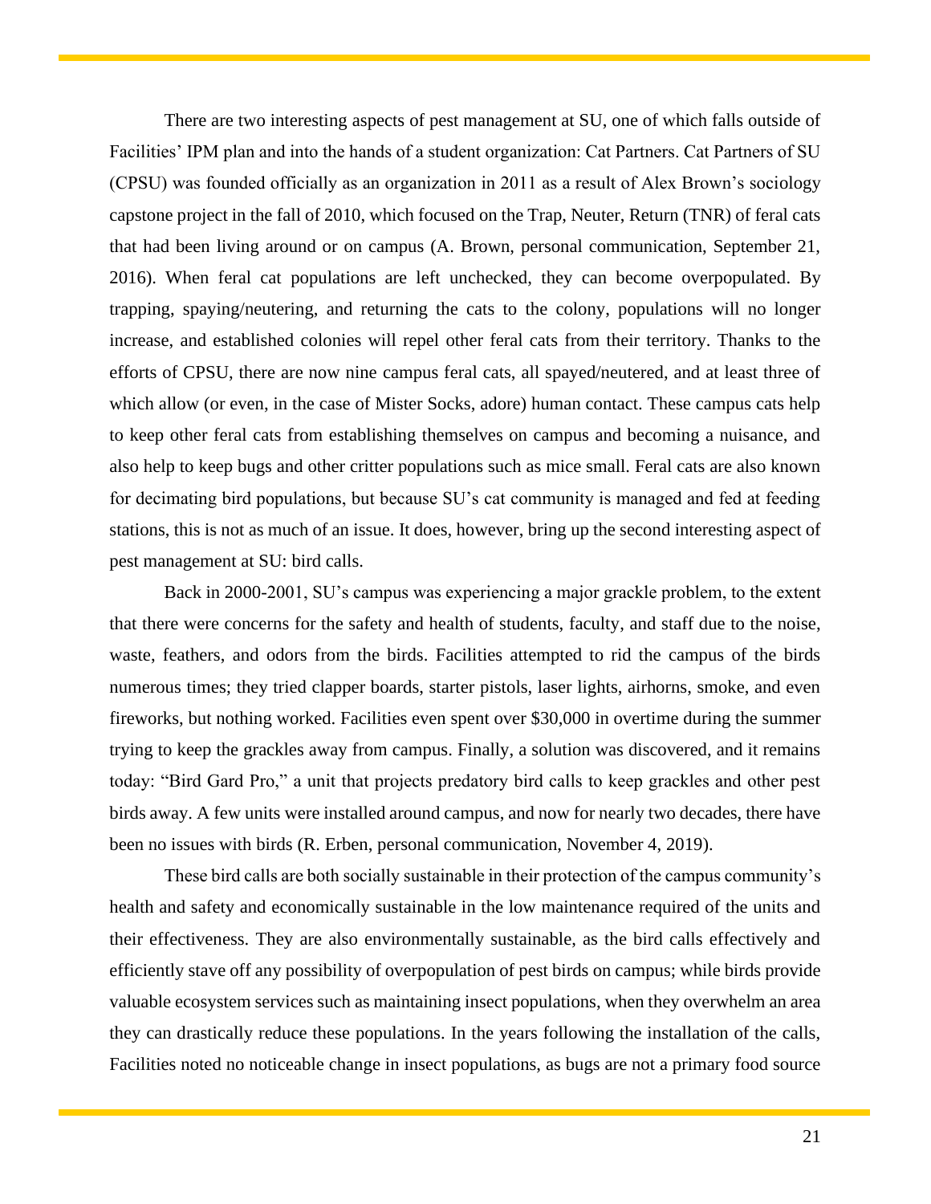There are two interesting aspects of pest management at SU, one of which falls outside of Facilities' IPM plan and into the hands of a student organization: Cat Partners. Cat Partners of SU (CPSU) was founded officially as an organization in 2011 as a result of Alex Brown's sociology capstone project in the fall of 2010, which focused on the Trap, Neuter, Return (TNR) of feral cats that had been living around or on campus (A. Brown, personal communication, September 21, 2016). When feral cat populations are left unchecked, they can become overpopulated. By trapping, spaying/neutering, and returning the cats to the colony, populations will no longer increase, and established colonies will repel other feral cats from their territory. Thanks to the efforts of CPSU, there are now nine campus feral cats, all spayed/neutered, and at least three of which allow (or even, in the case of Mister Socks, adore) human contact. These campus cats help to keep other feral cats from establishing themselves on campus and becoming a nuisance, and also help to keep bugs and other critter populations such as mice small. Feral cats are also known for decimating bird populations, but because SU's cat community is managed and fed at feeding stations, this is not as much of an issue. It does, however, bring up the second interesting aspect of pest management at SU: bird calls.

Back in 2000-2001, SU's campus was experiencing a major grackle problem, to the extent that there were concerns for the safety and health of students, faculty, and staff due to the noise, waste, feathers, and odors from the birds. Facilities attempted to rid the campus of the birds numerous times; they tried clapper boards, starter pistols, laser lights, airhorns, smoke, and even fireworks, but nothing worked. Facilities even spent over $30,000 in overtime during the summer trying to keep the grackles away from campus. Finally, a solution was discovered, and it remains today: "Bird Gard Pro," a unit that projects predatory bird calls to keep grackles and other pest birds away. A few units were installed around campus, and now for nearly two decades, there have been no issues with birds (R. Erben, personal communication, November 4, 2019).

These bird calls are both socially sustainable in their protection of the campus community's health and safety and economically sustainable in the low maintenance required of the units and their effectiveness. They are also environmentally sustainable, as the bird calls effectively and efficiently stave off any possibility of overpopulation of pest birds on campus; while birds provide valuable ecosystem services such as maintaining insect populations, when they overwhelm an area they can drastically reduce these populations. In the years following the installation of the calls, Facilities noted no noticeable change in insect populations, as bugs are not a primary food source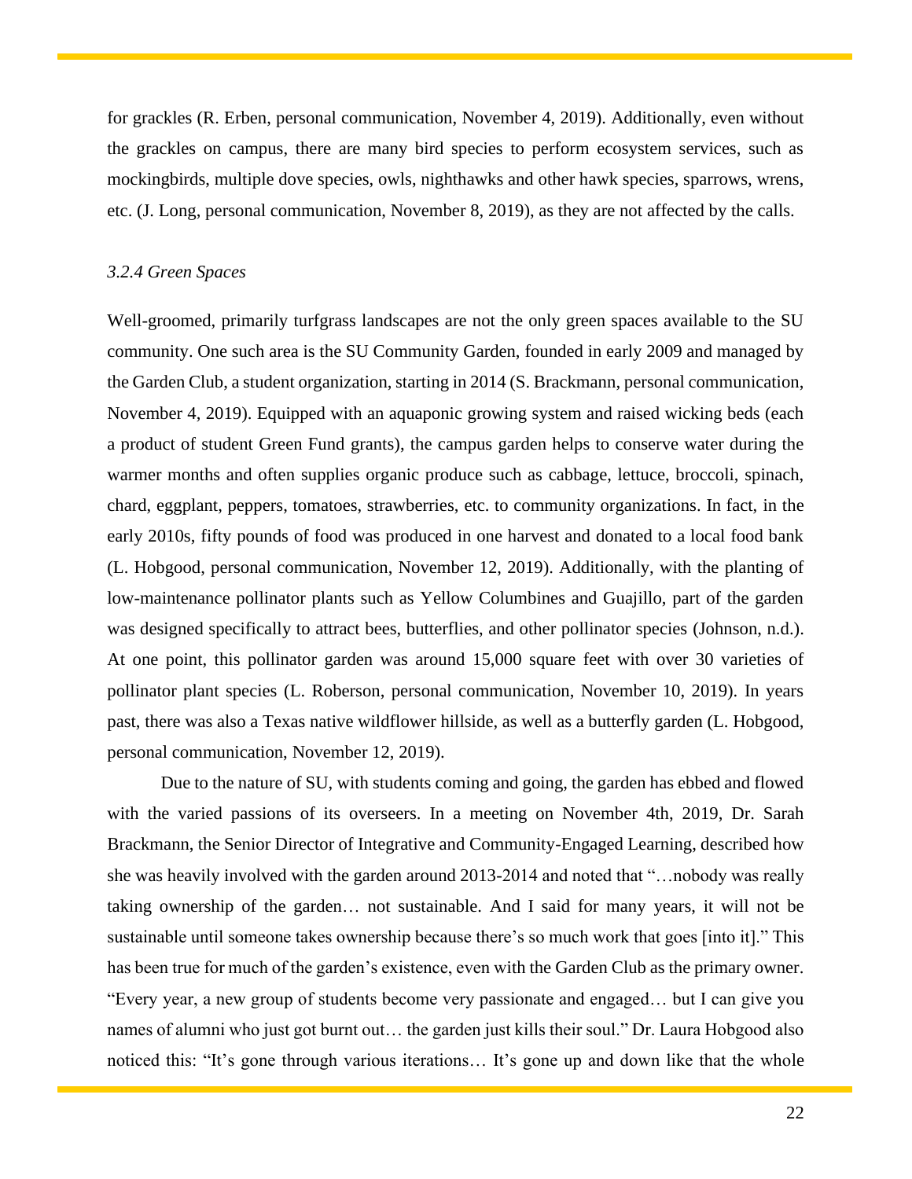for grackles (R. Erben, personal communication, November 4, 2019). Additionally, even without the grackles on campus, there are many bird species to perform ecosystem services, such as mockingbirds, multiple dove species, owls, nighthawks and other hawk species, sparrows, wrens, etc. (J. Long, personal communication, November 8, 2019), as they are not affected by the calls.

### *3.2.4 Green Spaces*

Well-groomed, primarily turfgrass landscapes are not the only green spaces available to the SU community. One such area is the SU Community Garden, founded in early 2009 and managed by the Garden Club, a student organization, starting in 2014 (S. Brackmann, personal communication, November 4, 2019). Equipped with an aquaponic growing system and raised wicking beds (each a product of student Green Fund grants), the campus garden helps to conserve water during the warmer months and often supplies organic produce such as cabbage, lettuce, broccoli, spinach, chard, eggplant, peppers, tomatoes, strawberries, etc. to community organizations. In fact, in the early 2010s, fifty pounds of food was produced in one harvest and donated to a local food bank (L. Hobgood, personal communication, November 12, 2019). Additionally, with the planting of low-maintenance pollinator plants such as Yellow Columbines and Guajillo, part of the garden was designed specifically to attract bees, butterflies, and other pollinator species (Johnson, n.d.). At one point, this pollinator garden was around 15,000 square feet with over 30 varieties of pollinator plant species (L. Roberson, personal communication, November 10, 2019). In years past, there was also a Texas native wildflower hillside, as well as a butterfly garden (L. Hobgood, personal communication, November 12, 2019).

Due to the nature of SU, with students coming and going, the garden has ebbed and flowed with the varied passions of its overseers. In a meeting on November 4th, 2019, Dr. Sarah Brackmann, the Senior Director of Integrative and Community-Engaged Learning, described how she was heavily involved with the garden around 2013-2014 and noted that "…nobody was really taking ownership of the garden… not sustainable. And I said for many years, it will not be sustainable until someone takes ownership because there's so much work that goes [into it]." This has been true for much of the garden's existence, even with the Garden Club as the primary owner. "Every year, a new group of students become very passionate and engaged… but I can give you names of alumni who just got burnt out… the garden just kills their soul." Dr. Laura Hobgood also noticed this: "It's gone through various iterations… It's gone up and down like that the whole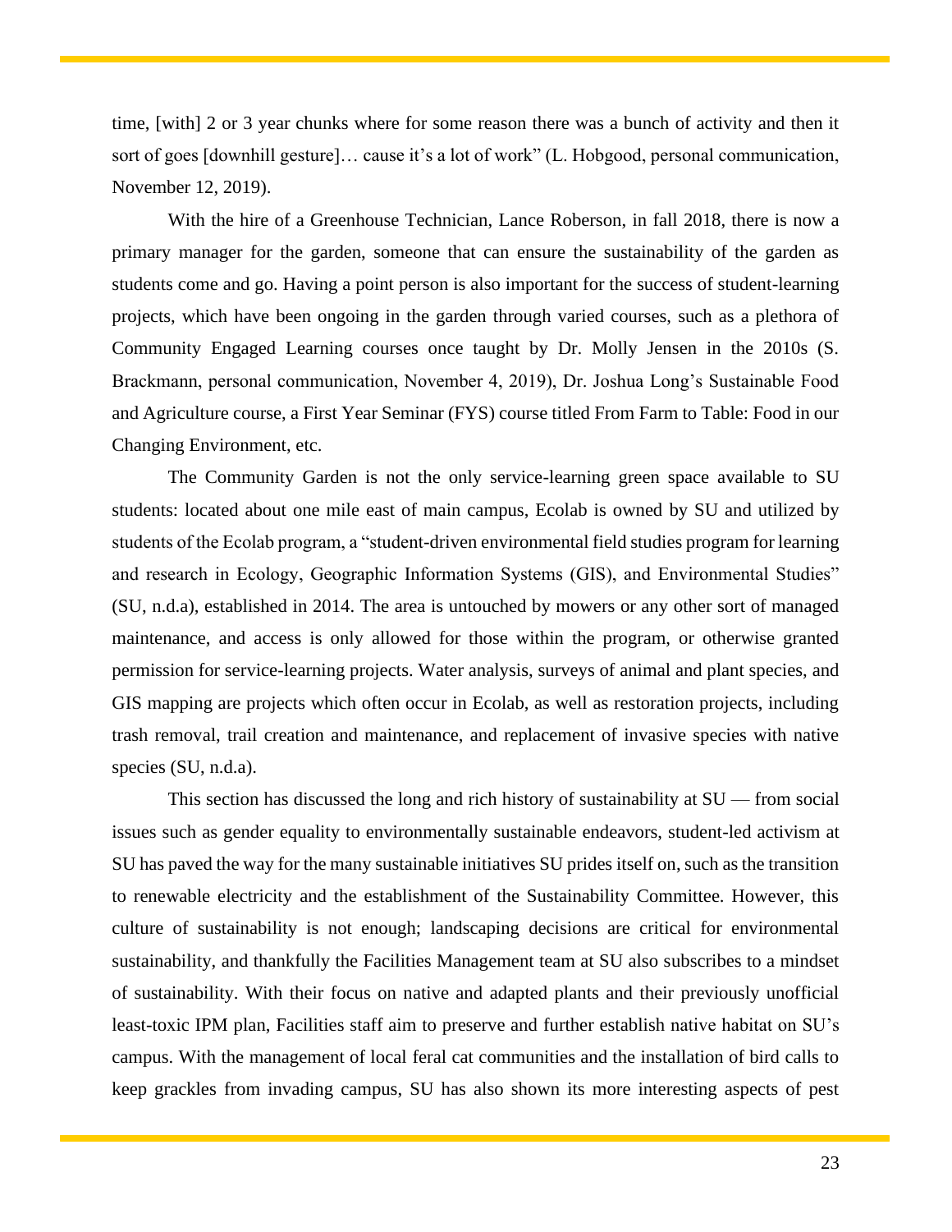time, [with] 2 or 3 year chunks where for some reason there was a bunch of activity and then it sort of goes [downhill gesture]… cause it's a lot of work" (L. Hobgood, personal communication, November 12, 2019).

With the hire of a Greenhouse Technician, Lance Roberson, in fall 2018, there is now a primary manager for the garden, someone that can ensure the sustainability of the garden as students come and go. Having a point person is also important for the success of student-learning projects, which have been ongoing in the garden through varied courses, such as a plethora of Community Engaged Learning courses once taught by Dr. Molly Jensen in the 2010s (S. Brackmann, personal communication, November 4, 2019), Dr. Joshua Long's Sustainable Food and Agriculture course, a First Year Seminar (FYS) course titled From Farm to Table: Food in our Changing Environment, etc.

The Community Garden is not the only service-learning green space available to SU students: located about one mile east of main campus, Ecolab is owned by SU and utilized by students of the Ecolab program, a "student-driven environmental field studies program for learning and research in Ecology, Geographic Information Systems (GIS), and Environmental Studies" (SU, n.d.a), established in 2014. The area is untouched by mowers or any other sort of managed maintenance, and access is only allowed for those within the program, or otherwise granted permission for service-learning projects. Water analysis, surveys of animal and plant species, and GIS mapping are projects which often occur in Ecolab, as well as restoration projects, including trash removal, trail creation and maintenance, and replacement of invasive species with native species (SU, n.d.a).

This section has discussed the long and rich history of sustainability at SU — from social issues such as gender equality to environmentally sustainable endeavors, student-led activism at SU has paved the way for the many sustainable initiatives SU prides itself on, such as the transition to renewable electricity and the establishment of the Sustainability Committee. However, this culture of sustainability is not enough; landscaping decisions are critical for environmental sustainability, and thankfully the Facilities Management team at SU also subscribes to a mindset of sustainability. With their focus on native and adapted plants and their previously unofficial least-toxic IPM plan, Facilities staff aim to preserve and further establish native habitat on SU's campus. With the management of local feral cat communities and the installation of bird calls to keep grackles from invading campus, SU has also shown its more interesting aspects of pest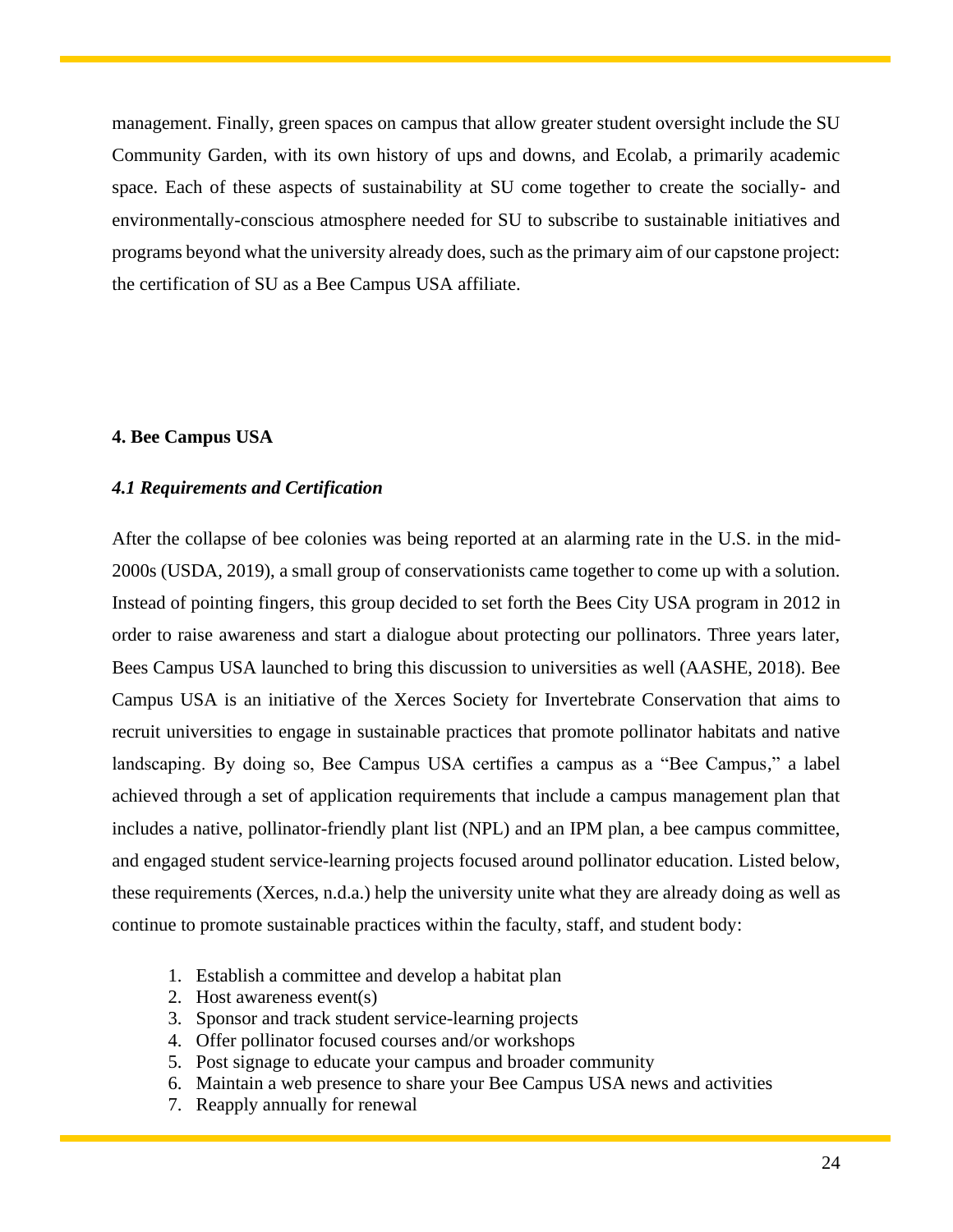management. Finally, green spaces on campus that allow greater student oversight include the SU Community Garden, with its own history of ups and downs, and Ecolab, a primarily academic space. Each of these aspects of sustainability at SU come together to create the socially- and environmentally-conscious atmosphere needed for SU to subscribe to sustainable initiatives and programs beyond what the university already does, such as the primary aim of our capstone project: the certification of SU as a Bee Campus USA affiliate.

## 4. Bee Campus USA

### *4.1 Requirements and Certification*

After the collapse of bee colonies was being reported at an alarming rate in the U.S. in the mid-2000s (USDA, 2019), a small group of conservationists came together to come up with a solution. Instead of pointing fingers, this group decided to set forth the Bees City USA program in 2012 in order to raise awareness and start a dialogue about protecting our pollinators. Three years later, Bees Campus USA launched to bring this discussion to universities as well (AASHE, 2018). Bee Campus USA is an initiative of the Xerces Society for Invertebrate Conservation that aims to recruit universities to engage in sustainable practices that promote pollinator habitats and native landscaping. By doing so, Bee Campus USA certifies a campus as a "Bee Campus," a label achieved through a set of application requirements that include a campus management plan that includes a native, pollinator-friendly plant list (NPL) and an IPM plan, a bee campus committee, and engaged student service-learning projects focused around pollinator education. Listed below, these requirements (Xerces, n.d.a.) help the university unite what they are already doing as well as continue to promote sustainable practices within the faculty, staff, and student body:

1. Establish a committee and develop a habitat plan
2. Host awareness event(s)
3. Sponsor and track student service-learning projects
4. Offer pollinator focused courses and/or workshops
5. Post signage to educate your campus and broader community
6. Maintain a web presence to share your Bee Campus USA news and activities
7. Reapply annually for renewal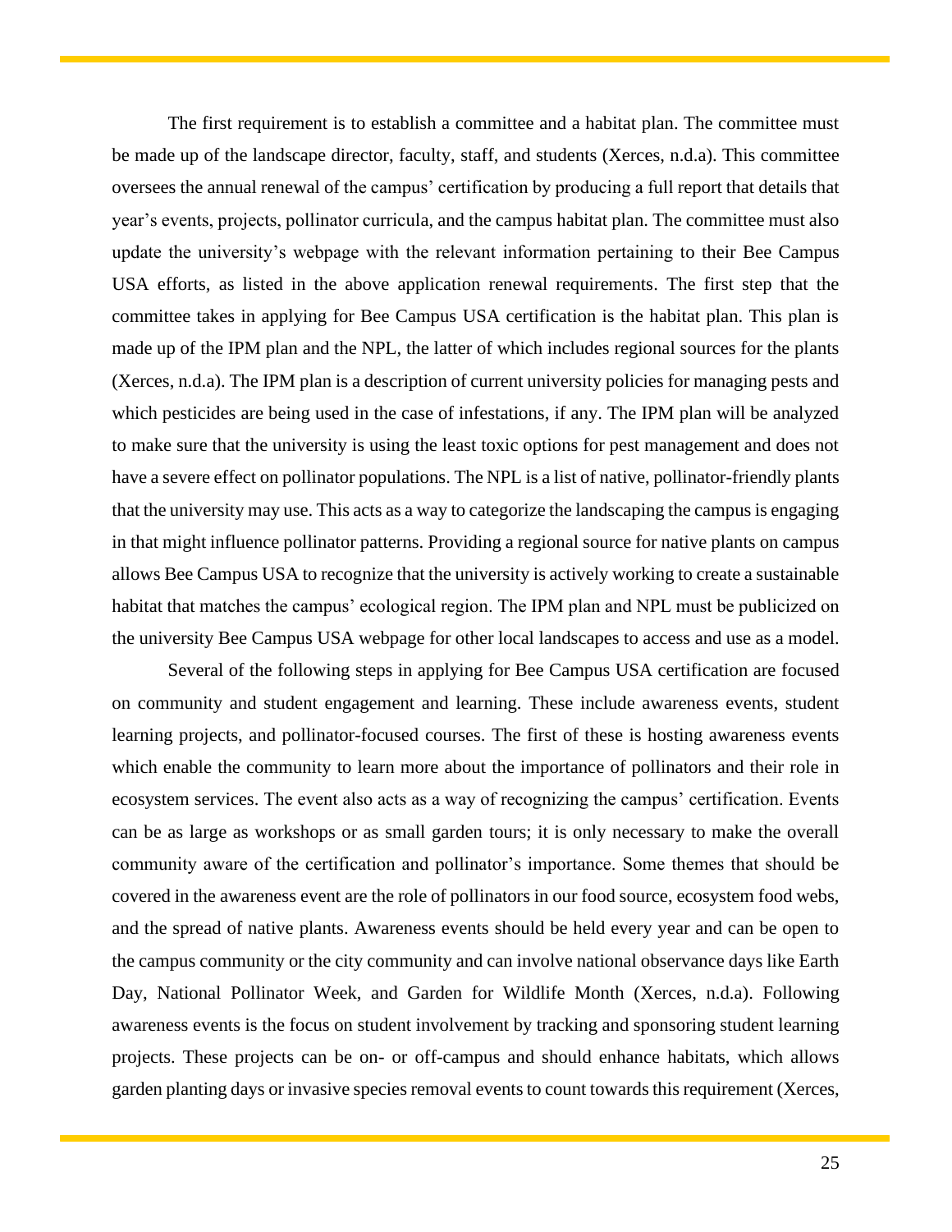The first requirement is to establish a committee and a habitat plan. The committee must be made up of the landscape director, faculty, staff, and students (Xerces, n.d.a). This committee oversees the annual renewal of the campus' certification by producing a full report that details that year's events, projects, pollinator curricula, and the campus habitat plan. The committee must also update the university's webpage with the relevant information pertaining to their Bee Campus USA efforts, as listed in the above application renewal requirements. The first step that the committee takes in applying for Bee Campus USA certification is the habitat plan. This plan is made up of the IPM plan and the NPL, the latter of which includes regional sources for the plants (Xerces, n.d.a). The IPM plan is a description of current university policies for managing pests and which pesticides are being used in the case of infestations, if any. The IPM plan will be analyzed to make sure that the university is using the least toxic options for pest management and does not have a severe effect on pollinator populations. The NPL is a list of native, pollinator-friendly plants that the university may use. This acts as a way to categorize the landscaping the campus is engaging in that might influence pollinator patterns. Providing a regional source for native plants on campus allows Bee Campus USA to recognize that the university is actively working to create a sustainable habitat that matches the campus' ecological region. The IPM plan and NPL must be publicized on the university Bee Campus USA webpage for other local landscapes to access and use as a model.

Several of the following steps in applying for Bee Campus USA certification are focused on community and student engagement and learning. These include awareness events, student learning projects, and pollinator-focused courses. The first of these is hosting awareness events which enable the community to learn more about the importance of pollinators and their role in ecosystem services. The event also acts as a way of recognizing the campus' certification. Events can be as large as workshops or as small garden tours; it is only necessary to make the overall community aware of the certification and pollinator's importance. Some themes that should be covered in the awareness event are the role of pollinators in our food source, ecosystem food webs, and the spread of native plants. Awareness events should be held every year and can be open to the campus community or the city community and can involve national observance days like Earth Day, National Pollinator Week, and Garden for Wildlife Month (Xerces, n.d.a). Following awareness events is the focus on student involvement by tracking and sponsoring student learning projects. These projects can be on- or off-campus and should enhance habitats, which allows garden planting days or invasive species removal events to count towards this requirement (Xerces,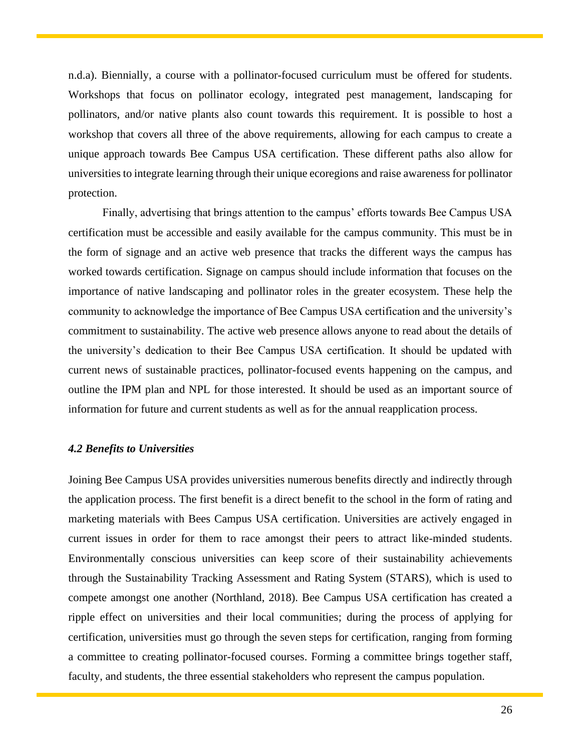n.d.a). Biennially, a course with a pollinator-focused curriculum must be offered for students. Workshops that focus on pollinator ecology, integrated pest management, landscaping for pollinators, and/or native plants also count towards this requirement. It is possible to host a workshop that covers all three of the above requirements, allowing for each campus to create a unique approach towards Bee Campus USA certification. These different paths also allow for universities to integrate learning through their unique ecoregions and raise awareness for pollinator protection.

Finally, advertising that brings attention to the campus' efforts towards Bee Campus USA certification must be accessible and easily available for the campus community. This must be in the form of signage and an active web presence that tracks the different ways the campus has worked towards certification. Signage on campus should include information that focuses on the importance of native landscaping and pollinator roles in the greater ecosystem. These help the community to acknowledge the importance of Bee Campus USA certification and the university's commitment to sustainability. The active web presence allows anyone to read about the details of the university's dedication to their Bee Campus USA certification. It should be updated with current news of sustainable practices, pollinator-focused events happening on the campus, and outline the IPM plan and NPL for those interested. It should be used as an important source of information for future and current students as well as for the annual reapplication process.

### *4.2 Benefits to Universities*

Joining Bee Campus USA provides universities numerous benefits directly and indirectly through the application process. The first benefit is a direct benefit to the school in the form of rating and marketing materials with Bees Campus USA certification. Universities are actively engaged in current issues in order for them to race amongst their peers to attract like-minded students. Environmentally conscious universities can keep score of their sustainability achievements through the Sustainability Tracking Assessment and Rating System (STARS), which is used to compete amongst one another (Northland, 2018). Bee Campus USA certification has created a ripple effect on universities and their local communities; during the process of applying for certification, universities must go through the seven steps for certification, ranging from forming a committee to creating pollinator-focused courses. Forming a committee brings together staff, faculty, and students, the three essential stakeholders who represent the campus population.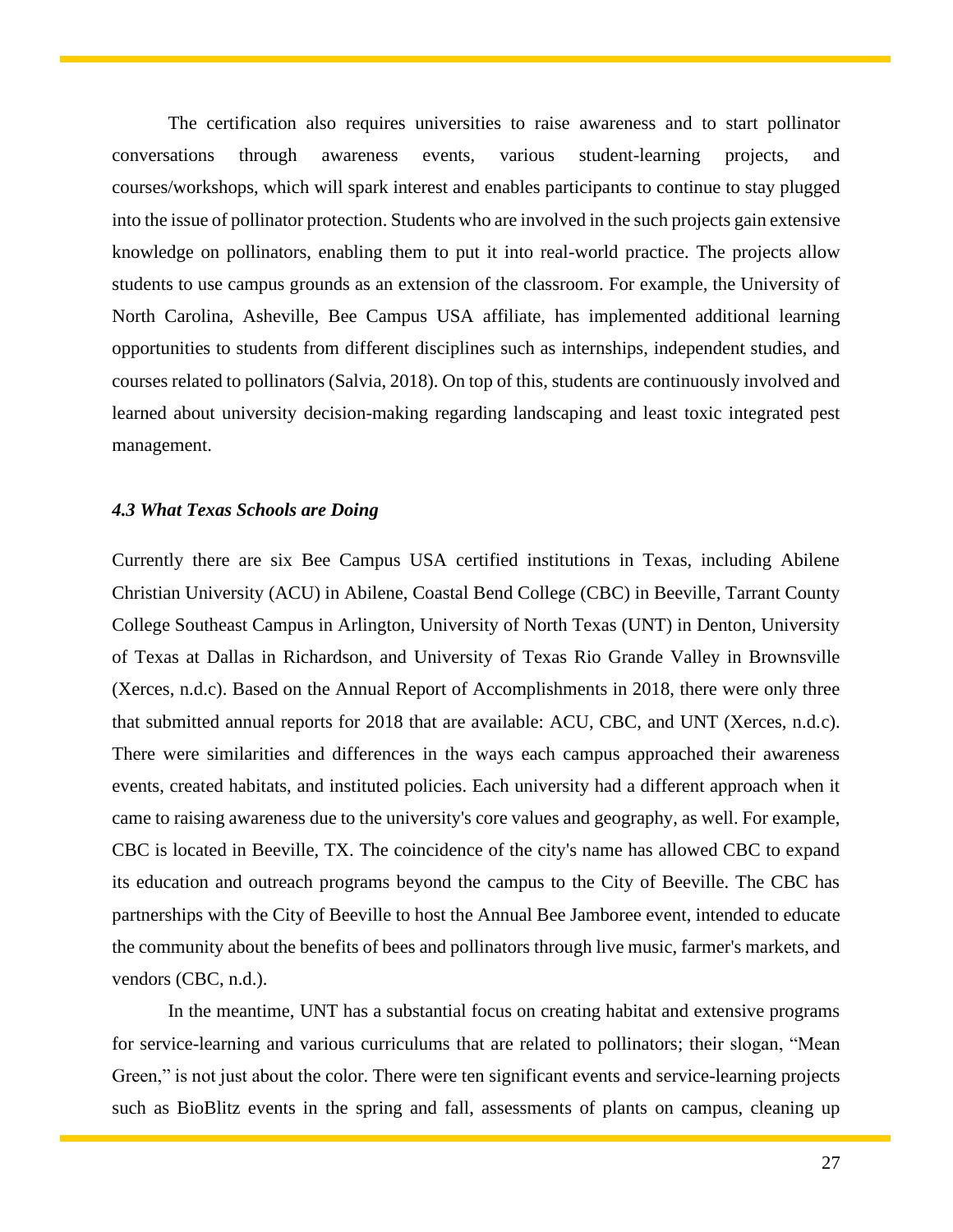The certification also requires universities to raise awareness and to start pollinator conversations through awareness events, various student-learning projects, and courses/workshops, which will spark interest and enables participants to continue to stay plugged into the issue of pollinator protection. Students who are involved in the such projects gain extensive knowledge on pollinators, enabling them to put it into real-world practice. The projects allow students to use campus grounds as an extension of the classroom. For example, the University of North Carolina, Asheville, Bee Campus USA affiliate, has implemented additional learning opportunities to students from different disciplines such as internships, independent studies, and courses related to pollinators (Salvia, 2018). On top of this, students are continuously involved and learned about university decision-making regarding landscaping and least toxic integrated pest management.

### *4.3 What Texas Schools are Doing*

Currently there are six Bee Campus USA certified institutions in Texas, including Abilene Christian University (ACU) in Abilene, Coastal Bend College (CBC) in Beeville, Tarrant County College Southeast Campus in Arlington, University of North Texas (UNT) in Denton, University of Texas at Dallas in Richardson, and University of Texas Rio Grande Valley in Brownsville (Xerces, n.d.c). Based on the Annual Report of Accomplishments in 2018, there were only three that submitted annual reports for 2018 that are available: ACU, CBC, and UNT (Xerces, n.d.c). There were similarities and differences in the ways each campus approached their awareness events, created habitats, and instituted policies. Each university had a different approach when it came to raising awareness due to the university's core values and geography, as well. For example, CBC is located in Beeville, TX. The coincidence of the city's name has allowed CBC to expand its education and outreach programs beyond the campus to the City of Beeville. The CBC has partnerships with the City of Beeville to host the Annual Bee Jamboree event, intended to educate the community about the benefits of bees and pollinators through live music, farmer's markets, and vendors (CBC, n.d.).

In the meantime, UNT has a substantial focus on creating habitat and extensive programs for service-learning and various curriculums that are related to pollinators; their slogan, “Mean Green,” is not just about the color. There were ten significant events and service-learning projects such as BioBlitz events in the spring and fall, assessments of plants on campus, cleaning up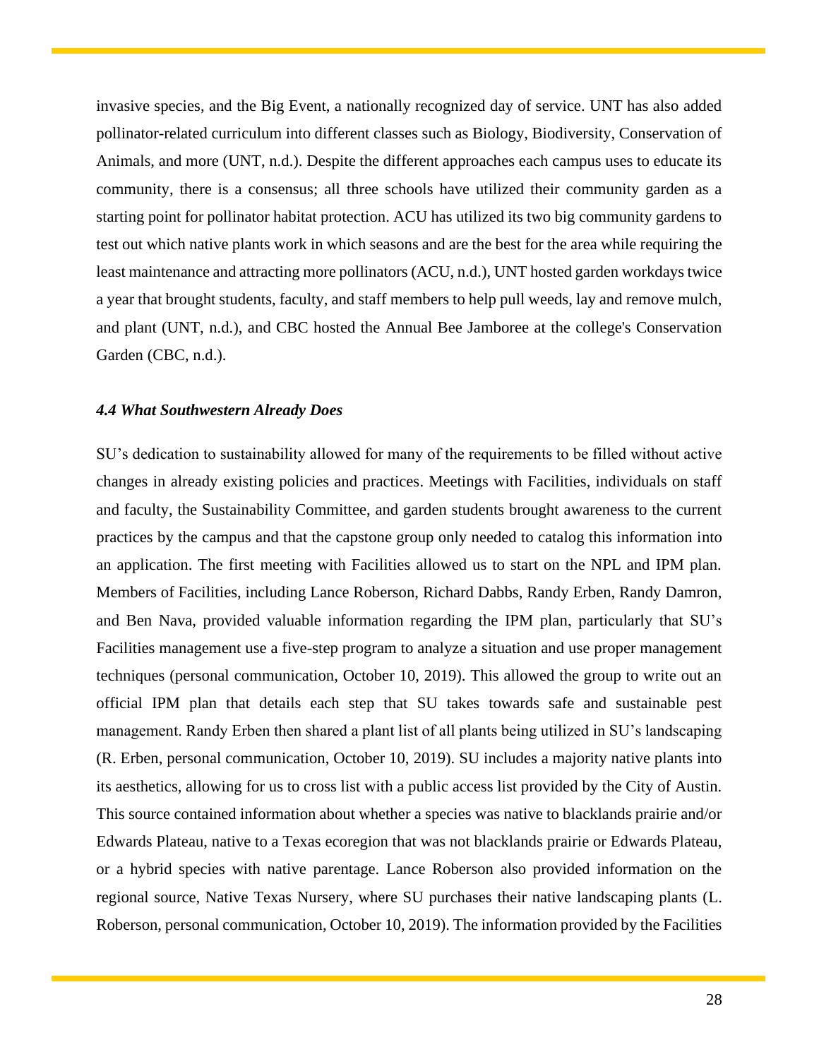invasive species, and the Big Event, a nationally recognized day of service. UNT has also added pollinator-related curriculum into different classes such as Biology, Biodiversity, Conservation of Animals, and more (UNT, n.d.). Despite the different approaches each campus uses to educate its community, there is a consensus; all three schools have utilized their community garden as a starting point for pollinator habitat protection. ACU has utilized its two big community gardens to test out which native plants work in which seasons and are the best for the area while requiring the least maintenance and attracting more pollinators (ACU, n.d.), UNT hosted garden workdays twice a year that brought students, faculty, and staff members to help pull weeds, lay and remove mulch, and plant (UNT, n.d.), and CBC hosted the Annual Bee Jamboree at the college's Conservation Garden (CBC, n.d.).

### *4.4 What Southwestern Already Does*

SU's dedication to sustainability allowed for many of the requirements to be filled without active changes in already existing policies and practices. Meetings with Facilities, individuals on staff and faculty, the Sustainability Committee, and garden students brought awareness to the current practices by the campus and that the capstone group only needed to catalog this information into an application. The first meeting with Facilities allowed us to start on the NPL and IPM plan. Members of Facilities, including Lance Roberson, Richard Dabbs, Randy Erben, Randy Damron, and Ben Nava, provided valuable information regarding the IPM plan, particularly that SU's Facilities management use a five-step program to analyze a situation and use proper management techniques (personal communication, October 10, 2019). This allowed the group to write out an official IPM plan that details each step that SU takes towards safe and sustainable pest management. Randy Erben then shared a plant list of all plants being utilized in SU's landscaping (R. Erben, personal communication, October 10, 2019). SU includes a majority native plants into its aesthetics, allowing for us to cross list with a public access list provided by the City of Austin. This source contained information about whether a species was native to blacklands prairie and/or Edwards Plateau, native to a Texas ecoregion that was not blacklands prairie or Edwards Plateau, or a hybrid species with native parentage. Lance Roberson also provided information on the regional source, Native Texas Nursery, where SU purchases their native landscaping plants (L. Roberson, personal communication, October 10, 2019). The information provided by the Facilities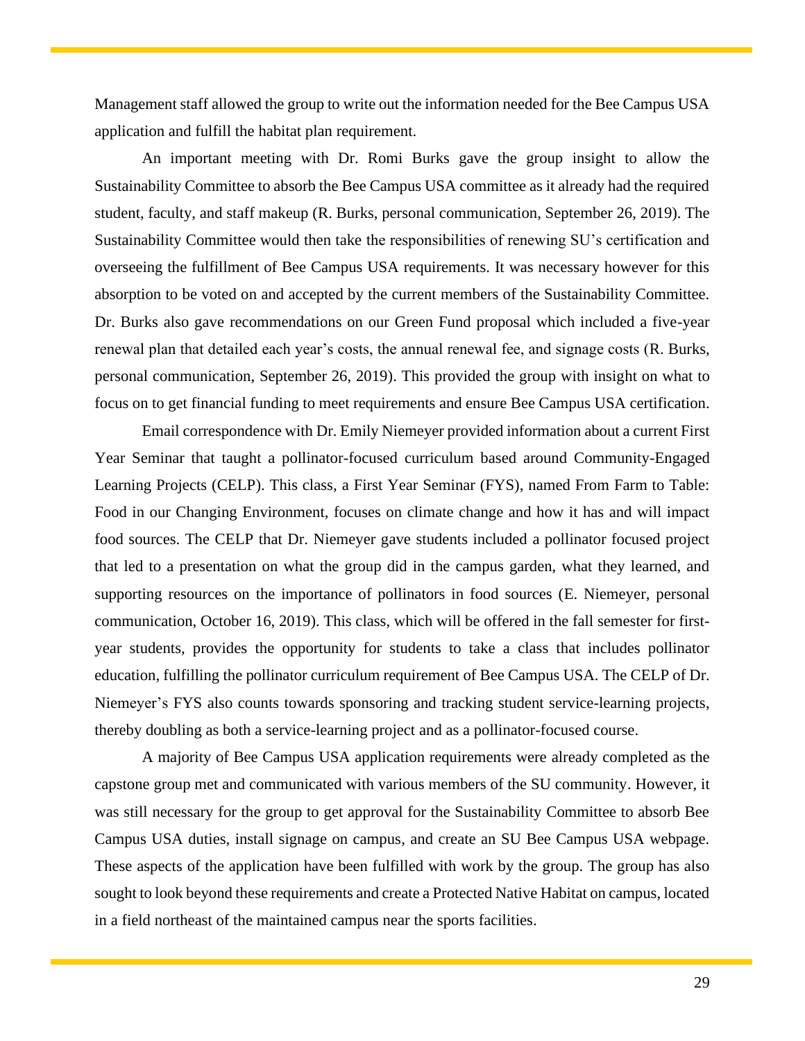Management staff allowed the group to write out the information needed for the Bee Campus USA application and fulfill the habitat plan requirement.

An important meeting with Dr. Romi Burks gave the group insight to allow the Sustainability Committee to absorb the Bee Campus USA committee as it already had the required student, faculty, and staff makeup (R. Burks, personal communication, September 26, 2019). The Sustainability Committee would then take the responsibilities of renewing SU's certification and overseeing the fulfillment of Bee Campus USA requirements. It was necessary however for this absorption to be voted on and accepted by the current members of the Sustainability Committee. Dr. Burks also gave recommendations on our Green Fund proposal which included a five-year renewal plan that detailed each year's costs, the annual renewal fee, and signage costs (R. Burks, personal communication, September 26, 2019). This provided the group with insight on what to focus on to get financial funding to meet requirements and ensure Bee Campus USA certification.

Email correspondence with Dr. Emily Niemeyer provided information about a current First Year Seminar that taught a pollinator-focused curriculum based around Community-Engaged Learning Projects (CELP). This class, a First Year Seminar (FYS), named From Farm to Table: Food in our Changing Environment, focuses on climate change and how it has and will impact food sources. The CELP that Dr. Niemeyer gave students included a pollinator focused project that led to a presentation on what the group did in the campus garden, what they learned, and supporting resources on the importance of pollinators in food sources (E. Niemeyer, personal communication, October 16, 2019). This class, which will be offered in the fall semester for first-year students, provides the opportunity for students to take a class that includes pollinator education, fulfilling the pollinator curriculum requirement of Bee Campus USA. The CELP of Dr. Niemeyer's FYS also counts towards sponsoring and tracking student service-learning projects, thereby doubling as both a service-learning project and as a pollinator-focused course.

A majority of Bee Campus USA application requirements were already completed as the capstone group met and communicated with various members of the SU community. However, it was still necessary for the group to get approval for the Sustainability Committee to absorb Bee Campus USA duties, install signage on campus, and create an SU Bee Campus USA webpage. These aspects of the application have been fulfilled with work by the group. The group has also sought to look beyond these requirements and create a Protected Native Habitat on campus, located in a field northeast of the maintained campus near the sports facilities.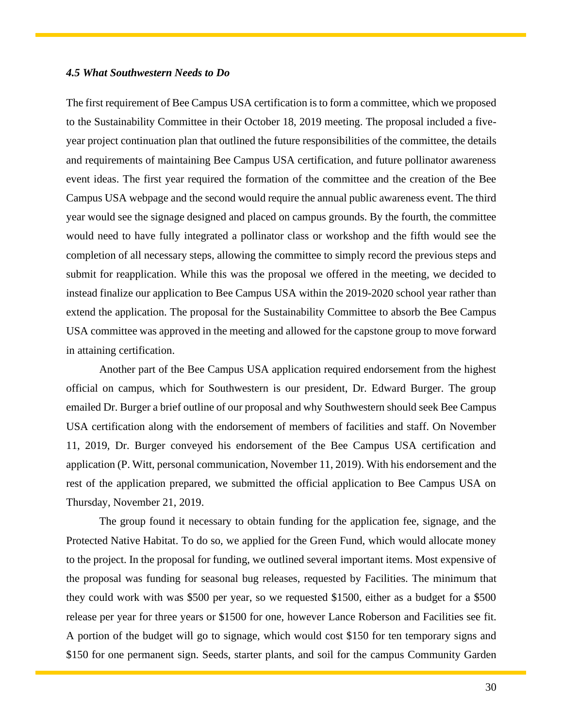### *4.5 What Southwestern Needs to Do*

The first requirement of Bee Campus USA certification is to form a committee, which we proposed to the Sustainability Committee in their October 18, 2019 meeting. The proposal included a five-year project continuation plan that outlined the future responsibilities of the committee, the details and requirements of maintaining Bee Campus USA certification, and future pollinator awareness event ideas. The first year required the formation of the committee and the creation of the Bee Campus USA webpage and the second would require the annual public awareness event. The third year would see the signage designed and placed on campus grounds. By the fourth, the committee would need to have fully integrated a pollinator class or workshop and the fifth would see the completion of all necessary steps, allowing the committee to simply record the previous steps and submit for reapplication. While this was the proposal we offered in the meeting, we decided to instead finalize our application to Bee Campus USA within the 2019-2020 school year rather than extend the application. The proposal for the Sustainability Committee to absorb the Bee Campus USA committee was approved in the meeting and allowed for the capstone group to move forward in attaining certification.

Another part of the Bee Campus USA application required endorsement from the highest official on campus, which for Southwestern is our president, Dr. Edward Burger. The group emailed Dr. Burger a brief outline of our proposal and why Southwestern should seek Bee Campus USA certification along with the endorsement of members of facilities and staff. On November 11, 2019, Dr. Burger conveyed his endorsement of the Bee Campus USA certification and application (P. Witt, personal communication, November 11, 2019). With his endorsement and the rest of the application prepared, we submitted the official application to Bee Campus USA on Thursday, November 21, 2019.

The group found it necessary to obtain funding for the application fee, signage, and the Protected Native Habitat. To do so, we applied for the Green Fund, which would allocate money to the project. In the proposal for funding, we outlined several important items. Most expensive of the proposal was funding for seasonal bug releases, requested by Facilities. The minimum that they could work with was $500 per year, so we requested $1500, either as a budget for a $500 release per year for three years or $1500 for one, however Lance Roberson and Facilities see fit. A portion of the budget will go to signage, which would cost $150 for ten temporary signs and $150 for one permanent sign. Seeds, starter plants, and soil for the campus Community Garden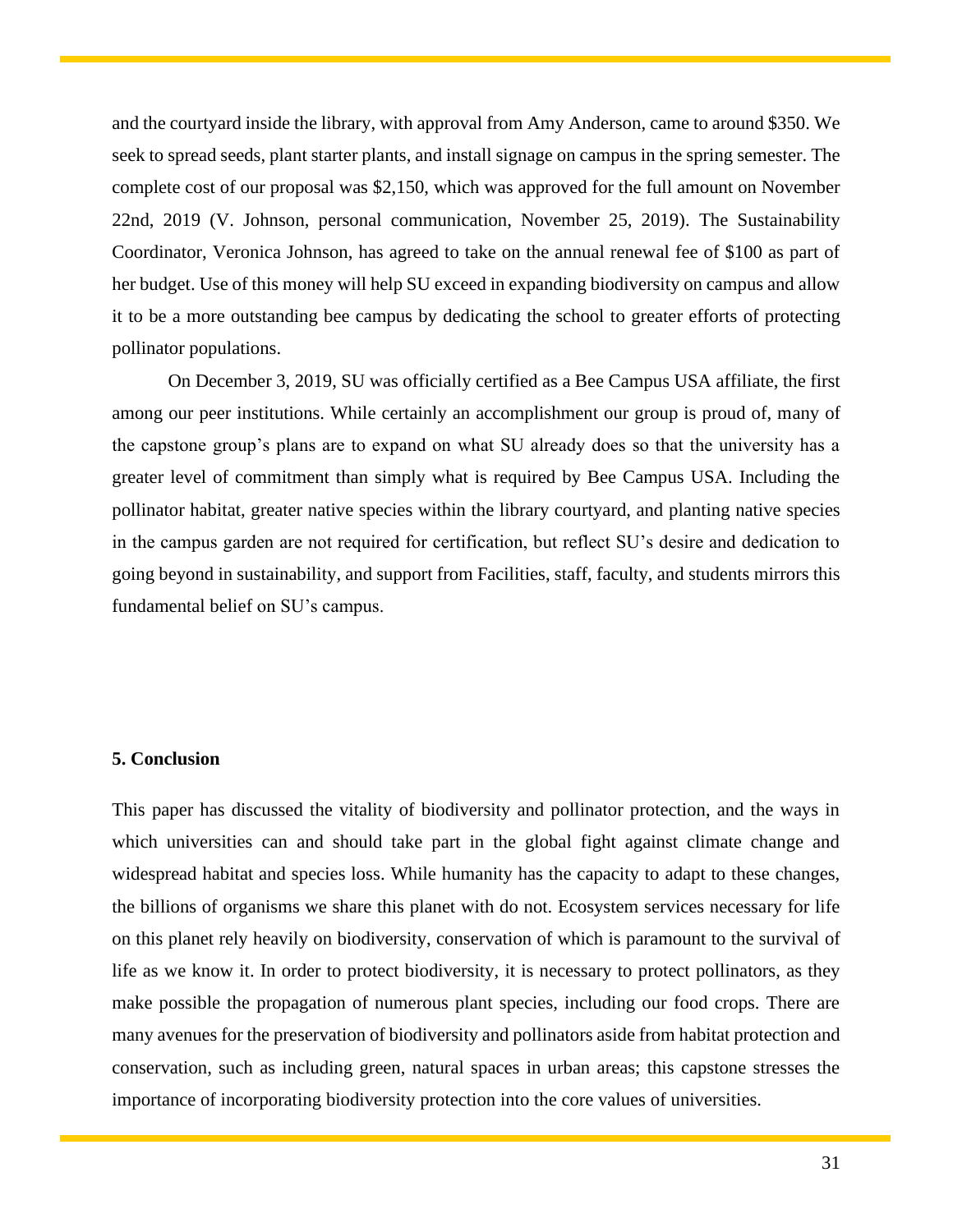and the courtyard inside the library, with approval from Amy Anderson, came to around $350. We seek to spread seeds, plant starter plants, and install signage on campus in the spring semester. The complete cost of our proposal was $2,150, which was approved for the full amount on November 22nd, 2019 (V. Johnson, personal communication, November 25, 2019). The Sustainability Coordinator, Veronica Johnson, has agreed to take on the annual renewal fee of $100 as part of her budget. Use of this money will help SU exceed in expanding biodiversity on campus and allow it to be a more outstanding bee campus by dedicating the school to greater efforts of protecting pollinator populations.

On December 3, 2019, SU was officially certified as a Bee Campus USA affiliate, the first among our peer institutions. While certainly an accomplishment our group is proud of, many of the capstone group's plans are to expand on what SU already does so that the university has a greater level of commitment than simply what is required by Bee Campus USA. Including the pollinator habitat, greater native species within the library courtyard, and planting native species in the campus garden are not required for certification, but reflect SU's desire and dedication to going beyond in sustainability, and support from Facilities, staff, faculty, and students mirrors this fundamental belief on SU's campus.

**5. Conclusion**

This paper has discussed the vitality of biodiversity and pollinator protection, and the ways in which universities can and should take part in the global fight against climate change and widespread habitat and species loss. While humanity has the capacity to adapt to these changes, the billions of organisms we share this planet with do not. Ecosystem services necessary for life on this planet rely heavily on biodiversity, conservation of which is paramount to the survival of life as we know it. In order to protect biodiversity, it is necessary to protect pollinators, as they make possible the propagation of numerous plant species, including our food crops. There are many avenues for the preservation of biodiversity and pollinators aside from habitat protection and conservation, such as including green, natural spaces in urban areas; this capstone stresses the importance of incorporating biodiversity protection into the core values of universities.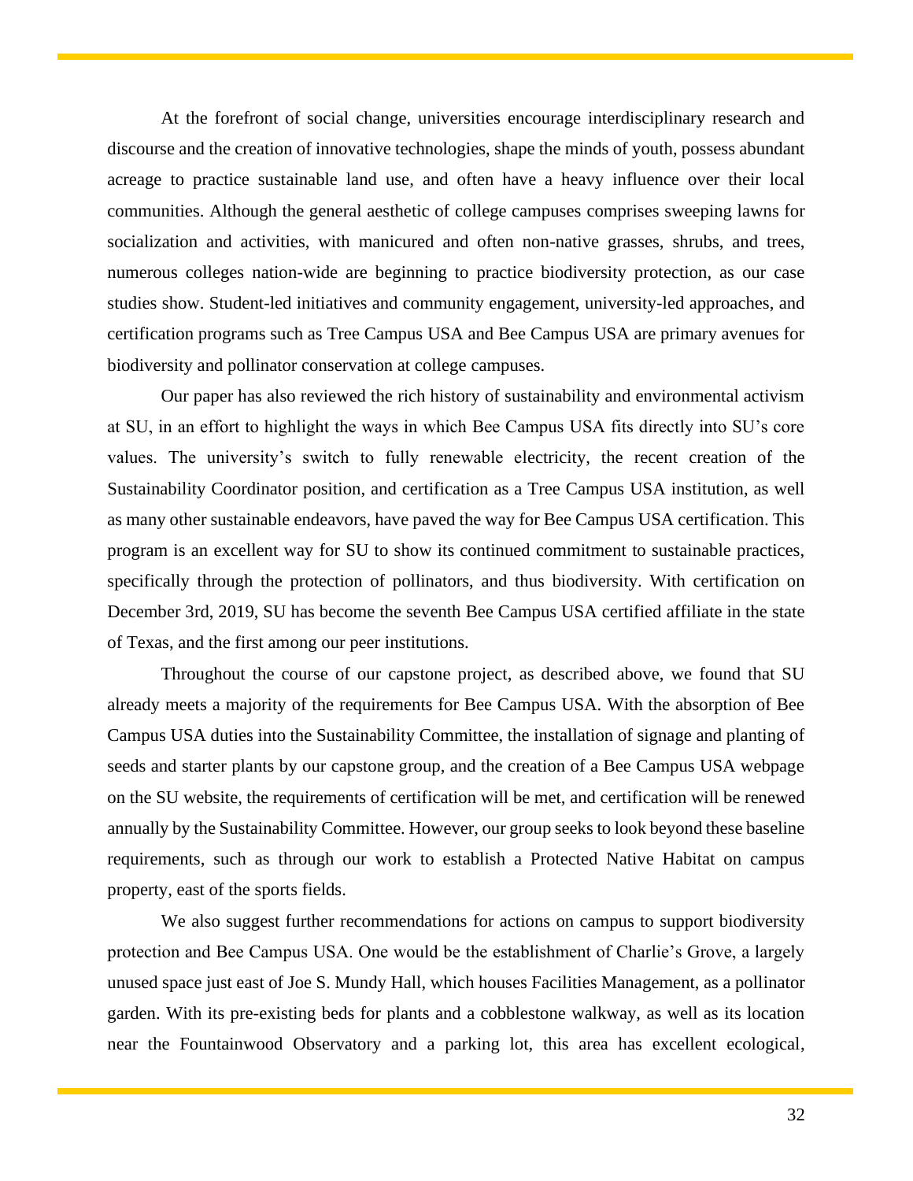At the forefront of social change, universities encourage interdisciplinary research and discourse and the creation of innovative technologies, shape the minds of youth, possess abundant acreage to practice sustainable land use, and often have a heavy influence over their local communities. Although the general aesthetic of college campuses comprises sweeping lawns for socialization and activities, with manicured and often non-native grasses, shrubs, and trees, numerous colleges nation-wide are beginning to practice biodiversity protection, as our case studies show. Student-led initiatives and community engagement, university-led approaches, and certification programs such as Tree Campus USA and Bee Campus USA are primary avenues for biodiversity and pollinator conservation at college campuses.

Our paper has also reviewed the rich history of sustainability and environmental activism at SU, in an effort to highlight the ways in which Bee Campus USA fits directly into SU's core values. The university's switch to fully renewable electricity, the recent creation of the Sustainability Coordinator position, and certification as a Tree Campus USA institution, as well as many other sustainable endeavors, have paved the way for Bee Campus USA certification. This program is an excellent way for SU to show its continued commitment to sustainable practices, specifically through the protection of pollinators, and thus biodiversity. With certification on December 3rd, 2019, SU has become the seventh Bee Campus USA certified affiliate in the state of Texas, and the first among our peer institutions.

Throughout the course of our capstone project, as described above, we found that SU already meets a majority of the requirements for Bee Campus USA. With the absorption of Bee Campus USA duties into the Sustainability Committee, the installation of signage and planting of seeds and starter plants by our capstone group, and the creation of a Bee Campus USA webpage on the SU website, the requirements of certification will be met, and certification will be renewed annually by the Sustainability Committee. However, our group seeks to look beyond these baseline requirements, such as through our work to establish a Protected Native Habitat on campus property, east of the sports fields.

We also suggest further recommendations for actions on campus to support biodiversity protection and Bee Campus USA. One would be the establishment of Charlie's Grove, a largely unused space just east of Joe S. Mundy Hall, which houses Facilities Management, as a pollinator garden. With its pre-existing beds for plants and a cobblestone walkway, as well as its location near the Fountainwood Observatory and a parking lot, this area has excellent ecological,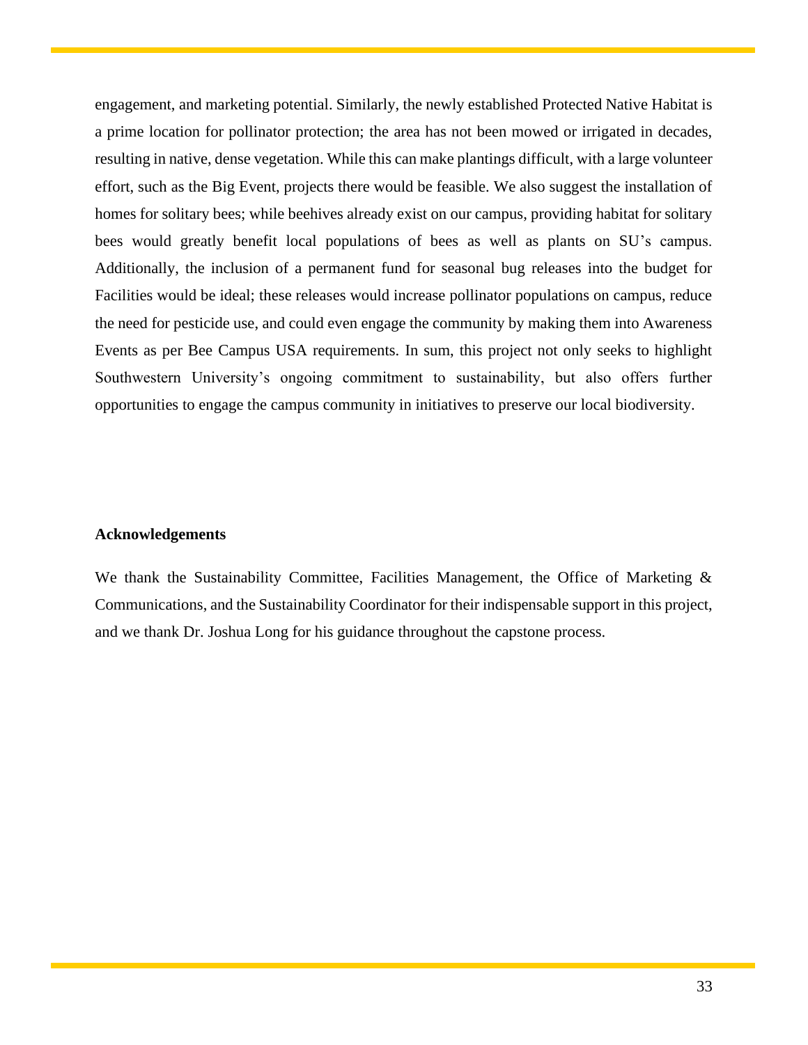engagement, and marketing potential. Similarly, the newly established Protected Native Habitat is a prime location for pollinator protection; the area has not been mowed or irrigated in decades, resulting in native, dense vegetation. While this can make plantings difficult, with a large volunteer effort, such as the Big Event, projects there would be feasible. We also suggest the installation of homes for solitary bees; while beehives already exist on our campus, providing habitat for solitary bees would greatly benefit local populations of bees as well as plants on SU's campus. Additionally, the inclusion of a permanent fund for seasonal bug releases into the budget for Facilities would be ideal; these releases would increase pollinator populations on campus, reduce the need for pesticide use, and could even engage the community by making them into Awareness Events as per Bee Campus USA requirements. In sum, this project not only seeks to highlight Southwestern University's ongoing commitment to sustainability, but also offers further opportunities to engage the campus community in initiatives to preserve our local biodiversity.

**Acknowledgements**

We thank the Sustainability Committee, Facilities Management, the Office of Marketing & Communications, and the Sustainability Coordinator for their indispensable support in this project, and we thank Dr. Joshua Long for his guidance throughout the capstone process.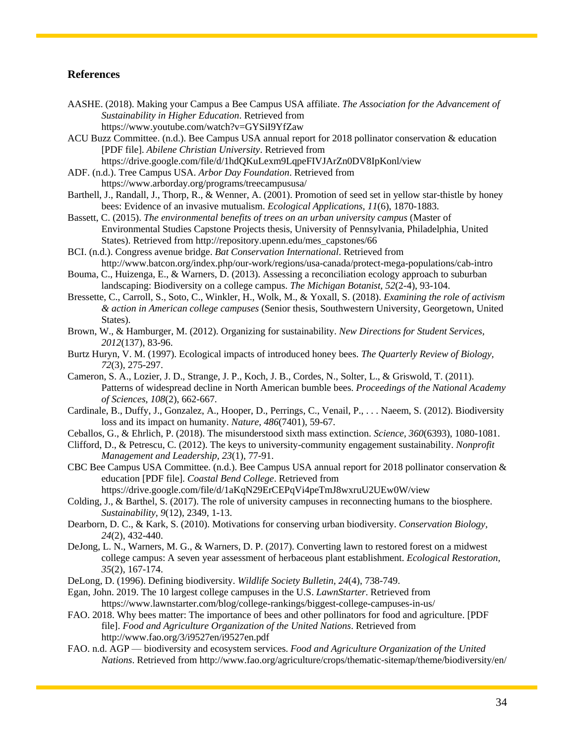**References**

AASHE. (2018). Making your Campus a Bee Campus USA affiliate. *The Association for the Advancement of Sustainability in Higher Education*. Retrieved from https://www.youtube.com/watch?v=GYSiI9YfZaw

ACU Buzz Committee. (n.d.). Bee Campus USA annual report for 2018 pollinator conservation & education [PDF file]. *Abilene Christian University*. Retrieved from https://drive.google.com/file/d/1hdQKuLexm9LqpeFIVJArZn0DV8IpKonl/view

ADF. (n.d.). Tree Campus USA. *Arbor Day Foundation*. Retrieved from https://www.arborday.org/programs/treecampususa/

Barthell, J., Randall, J., Thorp, R., & Wenner, A. (2001). Promotion of seed set in yellow star-thistle by honey bees: Evidence of an invasive mutualism. *Ecological Applications, 11*(6), 1870-1883.

Bassett, C. (2015). *The environmental benefits of trees on an urban university campus* (Master of Environmental Studies Capstone Projects thesis, University of Pennsylvania, Philadelphia, United States). Retrieved from http://repository.upenn.edu/mes_capstones/66

BCI. (n.d.). Congress avenue bridge. *Bat Conservation International*. Retrieved from http://www.batcon.org/index.php/our-work/regions/usa-canada/protect-mega-populations/cab-intro

Bouma, C., Huizenga, E., & Warners, D. (2013). Assessing a reconciliation ecology approach to suburban landscaping: Biodiversity on a college campus. *The Michigan Botanist, 52*(2-4), 93-104.

Bressette, C., Carroll, S., Soto, C., Winkler, H., Wolk, M., & Yoxall, S. (2018). *Examining the role of activism & action in American college campuses* (Senior thesis, Southwestern University, Georgetown, United States).

Brown, W., & Hamburger, M. (2012). Organizing for sustainability. *New Directions for Student Services, 2012*(137), 83-96.

Burtz Huryn, V. M. (1997). Ecological impacts of introduced honey bees. *The Quarterly Review of Biology, 72*(3), 275-297.

Cameron, S. A., Lozier, J. D., Strange, J. P., Koch, J. B., Cordes, N., Solter, L., & Griswold, T. (2011). Patterns of widespread decline in North American bumble bees. *Proceedings of the National Academy of Sciences, 108*(2), 662-667.

Cardinale, B., Duffy, J., Gonzalez, A., Hooper, D., Perrings, C., Venail, P., . . . Naeem, S. (2012). Biodiversity loss and its impact on humanity. *Nature, 486*(7401), 59-67.

Ceballos, G., & Ehrlich, P. (2018). The misunderstood sixth mass extinction. *Science, 360*(6393), 1080-1081.

Clifford, D., & Petrescu, C. (2012). The keys to university-community engagement sustainability. *Nonprofit Management and Leadership, 23*(1), 77-91.

CBC Bee Campus USA Committee. (n.d.). Bee Campus USA annual report for 2018 pollinator conservation & education [PDF file]. *Coastal Bend College*. Retrieved from https://drive.google.com/file/d/1aKqN29ErCEPqVi4peTmJ8wxruU2UEw0W/view

Colding, J., & Barthel, S. (2017). The role of university campuses in reconnecting humans to the biosphere. *Sustainability, 9*(12), 2349, 1-13.

Dearborn, D. C., & Kark, S. (2010). Motivations for conserving urban biodiversity. *Conservation Biology, 24*(2), 432-440.

DeJong, L. N., Warners, M. G., & Warners, D. P. (2017). Converting lawn to restored forest on a midwest college campus: A seven year assessment of herbaceous plant establishment. *Ecological Restoration, 35*(2), 167-174.

DeLong, D. (1996). Defining biodiversity. *Wildlife Society Bulletin, 24*(4), 738-749.

Egan, John. 2019. The 10 largest college campuses in the U.S. *LawnStarter*. Retrieved from https://www.lawnstarter.com/blog/college-rankings/biggest-college-campuses-in-us/

FAO. 2018. Why bees matter: The importance of bees and other pollinators for food and agriculture. [PDF file]. *Food and Agriculture Organization of the United Nations*. Retrieved from http://www.fao.org/3/i9527en/i9527en.pdf

FAO. n.d. AGP — biodiversity and ecosystem services. *Food and Agriculture Organization of the United Nations*. Retrieved from http://www.fao.org/agriculture/crops/thematic-sitemap/theme/biodiversity/en/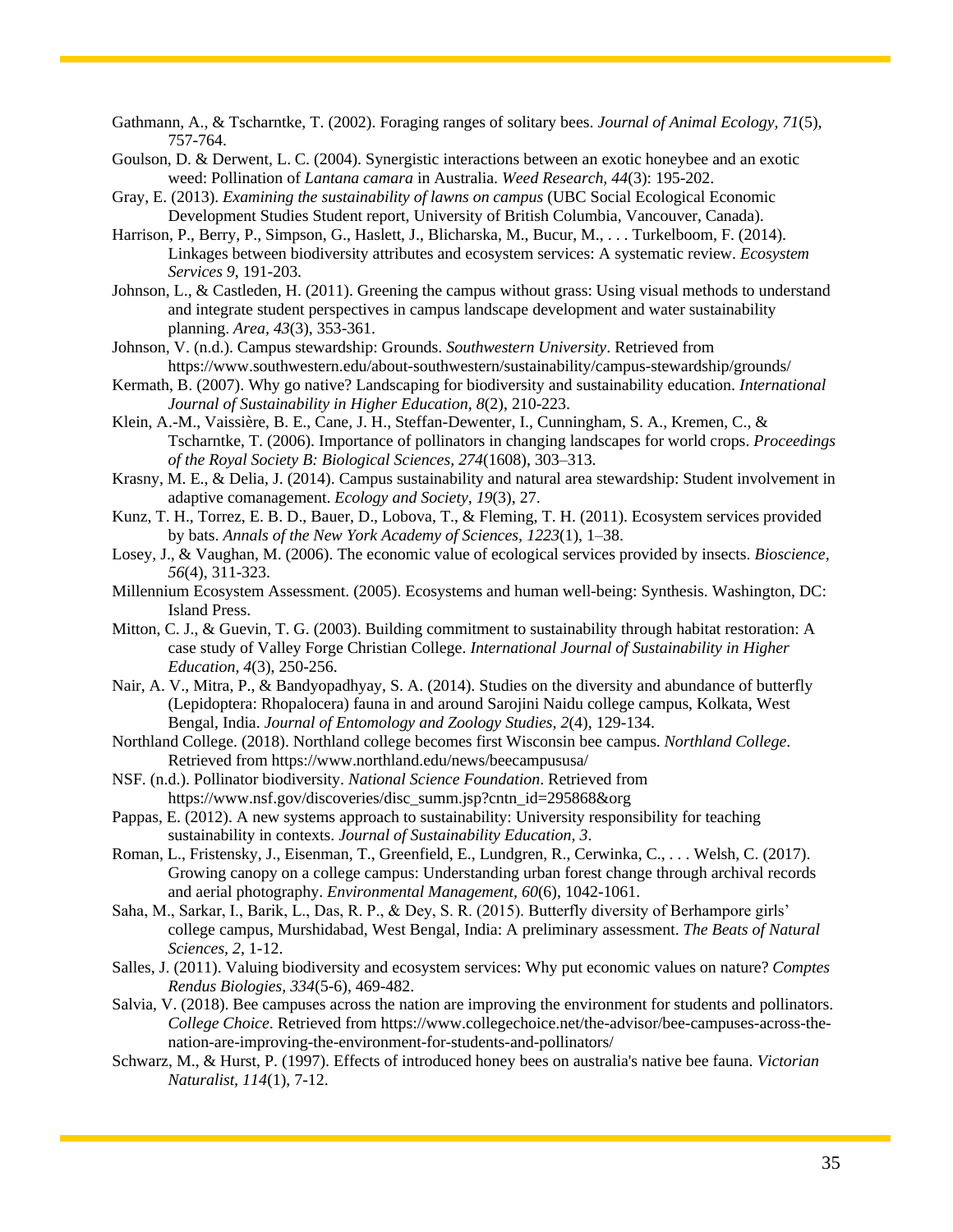Gathmann, A., & Tscharntke, T. (2002). Foraging ranges of solitary bees. *Journal of Animal Ecology, 71*(5), 757-764.

Goulson, D. & Derwent, L. C. (2004). Synergistic interactions between an exotic honeybee and an exotic weed: Pollination of *Lantana camara* in Australia. *Weed Research, 44*(3): 195-202.

Gray, E. (2013). *Examining the sustainability of lawns on campus* (UBC Social Ecological Economic Development Studies Student report, University of British Columbia, Vancouver, Canada).

Harrison, P., Berry, P., Simpson, G., Haslett, J., Blicharska, M., Bucur, M., . . . Turkelboom, F. (2014). Linkages between biodiversity attributes and ecosystem services: A systematic review. *Ecosystem Services 9*, 191-203.

Johnson, L., & Castleden, H. (2011). Greening the campus without grass: Using visual methods to understand and integrate student perspectives in campus landscape development and water sustainability planning. *Area, 43*(3), 353-361.

Johnson, V. (n.d.). Campus stewardship: Grounds. *Southwestern University*. Retrieved from https://www.southwestern.edu/about-southwestern/sustainability/campus-stewardship/grounds/

Kermath, B. (2007). Why go native? Landscaping for biodiversity and sustainability education. *International Journal of Sustainability in Higher Education, 8*(2), 210-223.

Klein, A.-M., Vaissière, B. E., Cane, J. H., Steffan-Dewenter, I., Cunningham, S. A., Kremen, C., & Tscharntke, T. (2006). Importance of pollinators in changing landscapes for world crops. *Proceedings of the Royal Society B: Biological Sciences, 274*(1608), 303–313.

Krasny, M. E., & Delia, J. (2014). Campus sustainability and natural area stewardship: Student involvement in adaptive comanagement. *Ecology and Society, 19*(3), 27.

Kunz, T. H., Torrez, E. B. D., Bauer, D., Lobova, T., & Fleming, T. H. (2011). Ecosystem services provided by bats. *Annals of the New York Academy of Sciences, 1223*(1), 1–38.

Losey, J., & Vaughan, M. (2006). The economic value of ecological services provided by insects. *Bioscience, 56*(4), 311-323.

Millennium Ecosystem Assessment. (2005). Ecosystems and human well-being: Synthesis. Washington, DC: Island Press.

Mitton, C. J., & Guevin, T. G. (2003). Building commitment to sustainability through habitat restoration: A case study of Valley Forge Christian College. *International Journal of Sustainability in Higher Education, 4*(3), 250-256.

Nair, A. V., Mitra, P., & Bandyopadhyay, S. A. (2014). Studies on the diversity and abundance of butterfly (Lepidoptera: Rhopalocera) fauna in and around Sarojini Naidu college campus, Kolkata, West Bengal, India. *Journal of Entomology and Zoology Studies, 2*(4), 129-134.

Northland College. (2018). Northland college becomes first Wisconsin bee campus. *Northland College*. Retrieved from https://www.northland.edu/news/beecampususa/

NSF. (n.d.). Pollinator biodiversity. *National Science Foundation*. Retrieved from https://www.nsf.gov/discoveries/disc_summ.jsp?cntn_id=295868&org

Pappas, E. (2012). A new systems approach to sustainability: University responsibility for teaching sustainability in contexts. *Journal of Sustainability Education, 3*.

Roman, L., Fristensky, J., Eisenman, T., Greenfield, E., Lundgren, R., Cerwinka, C., . . . Welsh, C. (2017). Growing canopy on a college campus: Understanding urban forest change through archival records and aerial photography. *Environmental Management, 60*(6), 1042-1061.

Saha, M., Sarkar, I., Barik, L., Das, R. P., & Dey, S. R. (2015). Butterfly diversity of Berhampore girls' college campus, Murshidabad, West Bengal, India: A preliminary assessment. *The Beats of Natural Sciences, 2*, 1-12.

Salles, J. (2011). Valuing biodiversity and ecosystem services: Why put economic values on nature? *Comptes Rendus Biologies, 334*(5-6), 469-482.

Salvia, V. (2018). Bee campuses across the nation are improving the environment for students and pollinators. *College Choice*. Retrieved from https://www.collegechoice.net/the-advisor/bee-campuses-across-the-nation-are-improving-the-environment-for-students-and-pollinators/

Schwarz, M., & Hurst, P. (1997). Effects of introduced honey bees on australia's native bee fauna. *Victorian Naturalist, 114*(1), 7-12.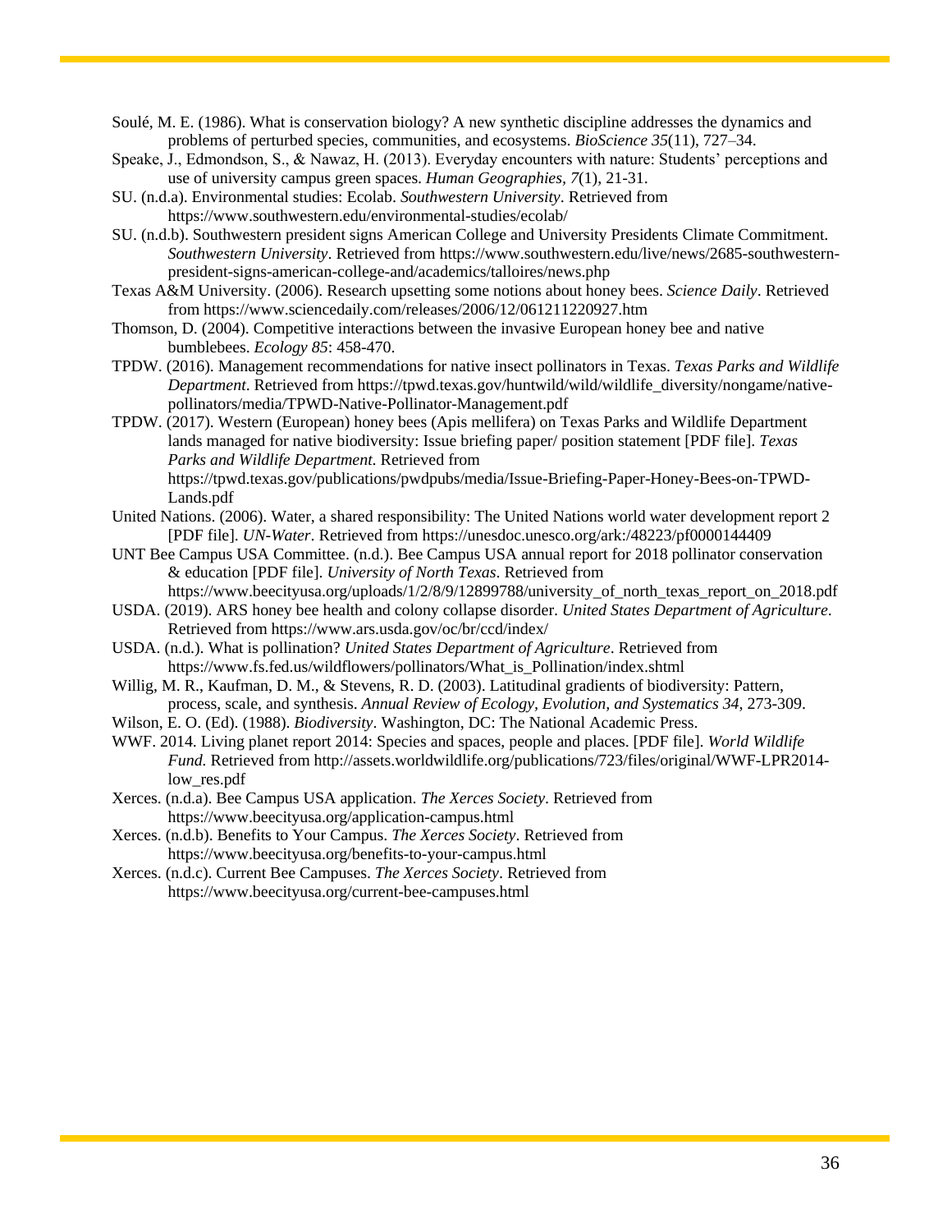Soulé, M. E. (1986). What is conservation biology? A new synthetic discipline addresses the dynamics and problems of perturbed species, communities, and ecosystems. *BioScience 35*(11), 727–34.

Speake, J., Edmondson, S., & Nawaz, H. (2013). Everyday encounters with nature: Students' perceptions and use of university campus green spaces. *Human Geographies, 7*(1), 21-31.

SU. (n.d.a). Environmental studies: Ecolab. *Southwestern University*. Retrieved from https://www.southwestern.edu/environmental-studies/ecolab/

SU. (n.d.b). Southwestern president signs American College and University Presidents Climate Commitment. *Southwestern University*. Retrieved from https://www.southwestern.edu/live/news/2685-southwestern-president-signs-american-college-and/academics/talloires/news.php

Texas A&M University. (2006). Research upsetting some notions about honey bees. *Science Daily*. Retrieved from https://www.sciencedaily.com/releases/2006/12/061211220927.htm

Thomson, D. (2004). Competitive interactions between the invasive European honey bee and native bumblebees. *Ecology 85*: 458-470.

TPDW. (2016). Management recommendations for native insect pollinators in Texas. *Texas Parks and Wildlife Department*. Retrieved from https://tpwd.texas.gov/huntwild/wild/wildlife_diversity/nongame/native-pollinators/media/TPWD-Native-Pollinator-Management.pdf

TPDW. (2017). Western (European) honey bees (Apis mellifera) on Texas Parks and Wildlife Department lands managed for native biodiversity: Issue briefing paper/ position statement [PDF file]. *Texas Parks and Wildlife Department*. Retrieved from https://tpwd.texas.gov/publications/pwdpubs/media/Issue-Briefing-Paper-Honey-Bees-on-TPWD-Lands.pdf

United Nations. (2006). Water, a shared responsibility: The United Nations world water development report 2 [PDF file]. *UN-Water*. Retrieved from https://unesdoc.unesco.org/ark:/48223/pf0000144409

UNT Bee Campus USA Committee. (n.d.). Bee Campus USA annual report for 2018 pollinator conservation & education [PDF file]. *University of North Texas*. Retrieved from https://www.beecityusa.org/uploads/1/2/8/9/12899788/university_of_north_texas_report_on_2018.pdf

USDA. (2019). ARS honey bee health and colony collapse disorder. *United States Department of Agriculture*. Retrieved from https://www.ars.usda.gov/oc/br/ccd/index/

USDA. (n.d.). What is pollination? *United States Department of Agriculture*. Retrieved from https://www.fs.fed.us/wildflowers/pollinators/What_is_Pollination/index.shtml

Willig, M. R., Kaufman, D. M., & Stevens, R. D. (2003). Latitudinal gradients of biodiversity: Pattern, process, scale, and synthesis. *Annual Review of Ecology, Evolution, and Systematics 34*, 273-309.

Wilson, E. O. (Ed). (1988). *Biodiversity*. Washington, DC: The National Academic Press.

WWF. 2014. Living planet report 2014: Species and spaces, people and places. [PDF file]. *World Wildlife Fund.* Retrieved from http://assets.worldwildlife.org/publications/723/files/original/WWF-LPR2014-low_res.pdf

Xerces. (n.d.a). Bee Campus USA application. *The Xerces Society*. Retrieved from https://www.beecityusa.org/application-campus.html

Xerces. (n.d.b). Benefits to Your Campus. *The Xerces Society*. Retrieved from https://www.beecityusa.org/benefits-to-your-campus.html

Xerces. (n.d.c). Current Bee Campuses. *The Xerces Society*. Retrieved from https://www.beecityusa.org/current-bee-campuses.html